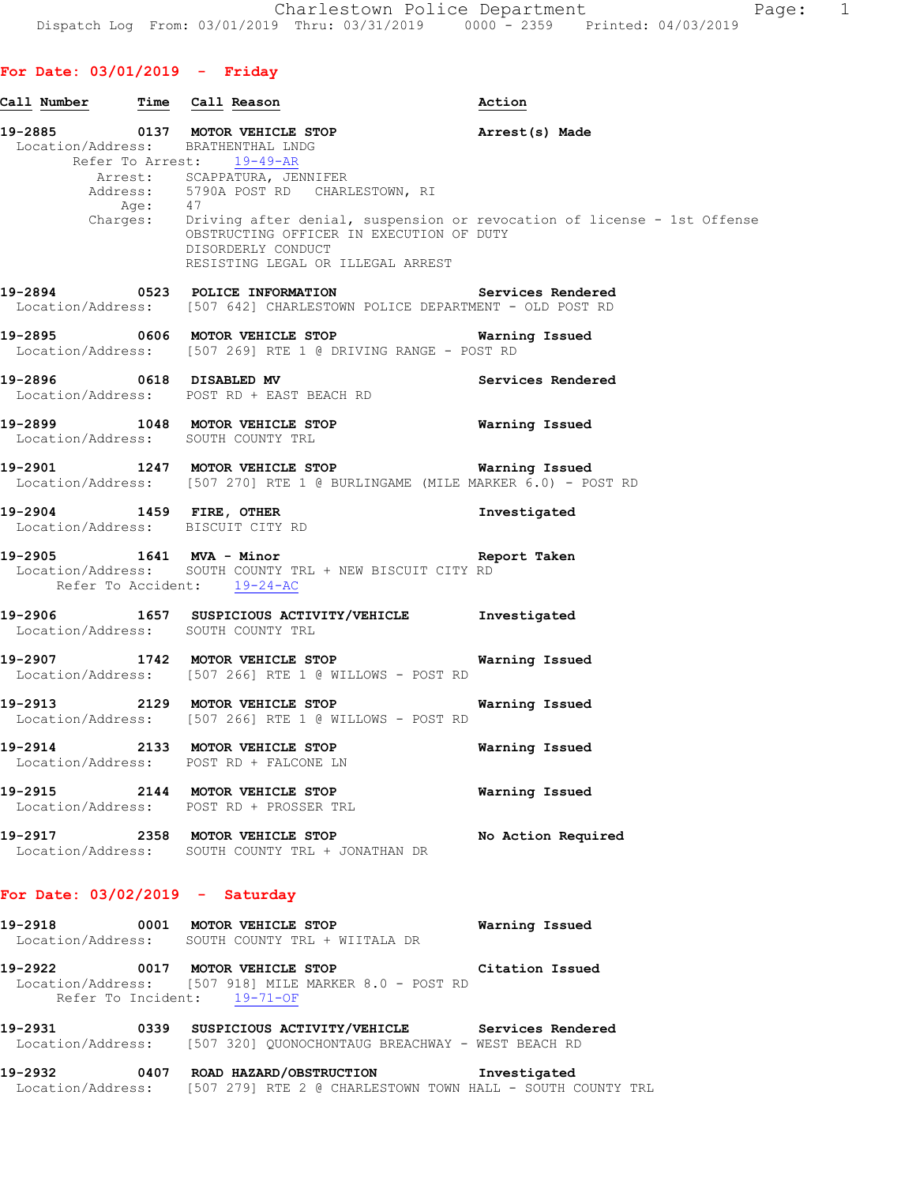Dispatch Log From: 03/01/2019 Thru: 03/31/2019 0000 - 2359 Printed: 04/03/2019

## For Date: 03/01/2019 - Friday

| Call Number | Time | Call Reason | Action |
|---|---|---|---|

**19-2885** 0137 **MOTOR VEHICLE STOP** — **Arrest(s) Made**
Location/Address: BRATHENTHAL LNDG
Refer To Arrest: 19-49-AR
Arrest: SCAPPATURA, JENNIFER
Address: 5790A POST RD CHARLESTOWN, RI
Age: 47
Charges: Driving after denial, suspension or revocation of license - 1st Offense
OBSTRUCTING OFFICER IN EXECUTION OF DUTY
DISORDERLY CONDUCT
RESISTING LEGAL OR ILLEGAL ARREST

**19-2894** 0523 **POLICE INFORMATION** — **Services Rendered**
Location/Address: [507 642] CHARLESTOWN POLICE DEPARTMENT - OLD POST RD

**19-2895** 0606 **MOTOR VEHICLE STOP** — **Warning Issued**
Location/Address: [507 269] RTE 1 @ DRIVING RANGE - POST RD

**19-2896** 0618 **DISABLED MV** — **Services Rendered**
Location/Address: POST RD + EAST BEACH RD

**19-2899** 1048 **MOTOR VEHICLE STOP** — **Warning Issued**
Location/Address: SOUTH COUNTY TRL

**19-2901** 1247 **MOTOR VEHICLE STOP** — **Warning Issued**
Location/Address: [507 270] RTE 1 @ BURLINGAME (MILE MARKER 6.0) - POST RD

**19-2904** 1459 **FIRE, OTHER** — **Investigated**
Location/Address: BISCUIT CITY RD

**19-2905** 1641 **MVA - Minor** — **Report Taken**
Location/Address: SOUTH COUNTY TRL + NEW BISCUIT CITY RD
Refer To Accident: 19-24-AC

**19-2906** 1657 **SUSPICIOUS ACTIVITY/VEHICLE** — **Investigated**
Location/Address: SOUTH COUNTY TRL

**19-2907** 1742 **MOTOR VEHICLE STOP** — **Warning Issued**
Location/Address: [507 266] RTE 1 @ WILLOWS - POST RD

**19-2913** 2129 **MOTOR VEHICLE STOP** — **Warning Issued**
Location/Address: [507 266] RTE 1 @ WILLOWS - POST RD

**19-2914** 2133 **MOTOR VEHICLE STOP** — **Warning Issued**
Location/Address: POST RD + FALCONE LN

**19-2915** 2144 **MOTOR VEHICLE STOP** — **Warning Issued**
Location/Address: POST RD + PROSSER TRL

**19-2917** 2358 **MOTOR VEHICLE STOP** — **No Action Required**
Location/Address: SOUTH COUNTY TRL + JONATHAN DR

## For Date: 03/02/2019 - Saturday

**19-2918** 0001 **MOTOR VEHICLE STOP** — **Warning Issued**
Location/Address: SOUTH COUNTY TRL + WIITALA DR

**19-2922** 0017 **MOTOR VEHICLE STOP** — **Citation Issued**
Location/Address: [507 918] MILE MARKER 8.0 - POST RD
Refer To Incident: 19-71-OF

**19-2931** 0339 **SUSPICIOUS ACTIVITY/VEHICLE** — **Services Rendered**
Location/Address: [507 320] QUONOCHONTAUG BREACHWAY - WEST BEACH RD

**19-2932** 0407 **ROAD HAZARD/OBSTRUCTION** — **Investigated**
Location/Address: [507 279] RTE 2 @ CHARLESTOWN TOWN HALL - SOUTH COUNTY TRL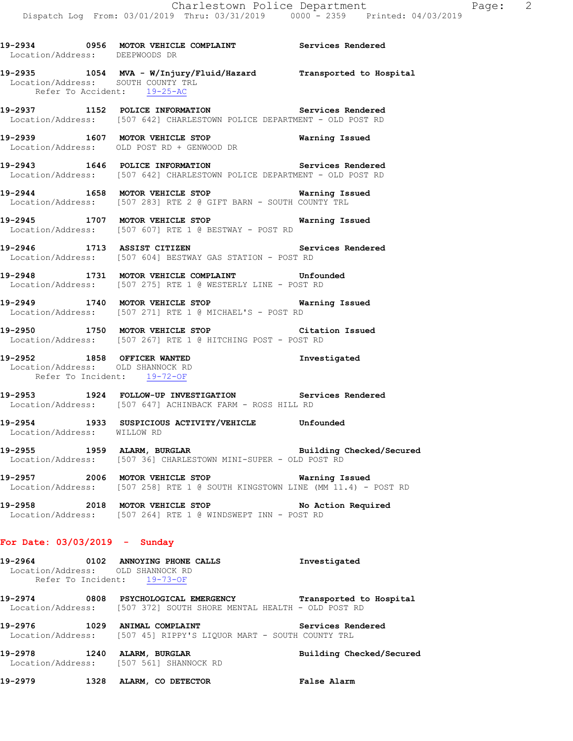**19-2934 0956 MOTOR VEHICLE COMPLAINT Services Rendered**
Location/Address: DEEPWOODS DR

**19-2935 1054 MVA - W/Injury/Fluid/Hazard Transported to Hospital**
Location/Address: SOUTH COUNTY TRL
Refer To Accident: 19-25-AC

**19-2937 1152 POLICE INFORMATION Services Rendered**
Location/Address: [507 642] CHARLESTOWN POLICE DEPARTMENT - OLD POST RD

**19-2939 1607 MOTOR VEHICLE STOP Warning Issued**
Location/Address: OLD POST RD + GENWOOD DR

**19-2943 1646 POLICE INFORMATION Services Rendered**
Location/Address: [507 642] CHARLESTOWN POLICE DEPARTMENT - OLD POST RD

**19-2944 1658 MOTOR VEHICLE STOP Warning Issued**
Location/Address: [507 283] RTE 2 @ GIFT BARN - SOUTH COUNTY TRL

**19-2945 1707 MOTOR VEHICLE STOP Warning Issued**
Location/Address: [507 607] RTE 1 @ BESTWAY - POST RD

**19-2946 1713 ASSIST CITIZEN Services Rendered**
Location/Address: [507 604] BESTWAY GAS STATION - POST RD

**19-2948 1731 MOTOR VEHICLE COMPLAINT Unfounded**
Location/Address: [507 275] RTE 1 @ WESTERLY LINE - POST RD

**19-2949 1740 MOTOR VEHICLE STOP Warning Issued**
Location/Address: [507 271] RTE 1 @ MICHAEL'S - POST RD

**19-2950 1750 MOTOR VEHICLE STOP Citation Issued**
Location/Address: [507 267] RTE 1 @ HITCHING POST - POST RD

**19-2952 1858 OFFICER WANTED Investigated**
Location/Address: OLD SHANNOCK RD
Refer To Incident: 19-72-OF

**19-2953 1924 FOLLOW-UP INVESTIGATION Services Rendered**
Location/Address: [507 647] ACHINBACK FARM - ROSS HILL RD

**19-2954 1933 SUSPICIOUS ACTIVITY/VEHICLE Unfounded**
Location/Address: WILLOW RD

**19-2955 1959 ALARM, BURGLAR Building Checked/Secured**
Location/Address: [507 36] CHARLESTOWN MINI-SUPER - OLD POST RD

**19-2957 2006 MOTOR VEHICLE STOP Warning Issued**
Location/Address: [507 258] RTE 1 @ SOUTH KINGSTOWN LINE (MM 11.4) - POST RD

**19-2958 2018 MOTOR VEHICLE STOP No Action Required**
Location/Address: [507 264] RTE 1 @ WINDSWEPT INN - POST RD

## For Date: 03/03/2019 - Sunday

**19-2964 0102 ANNOYING PHONE CALLS Investigated**
Location/Address: OLD SHANNOCK RD
Refer To Incident: 19-73-OF

**19-2974 0808 PSYCHOLOGICAL EMERGENCY Transported to Hospital**
Location/Address: [507 372] SOUTH SHORE MENTAL HEALTH - OLD POST RD

**19-2976 1029 ANIMAL COMPLAINT Services Rendered**
Location/Address: [507 45] RIPPY'S LIQUOR MART - SOUTH COUNTY TRL

**19-2978 1240 ALARM, BURGLAR Building Checked/Secured**
Location/Address: [507 561] SHANNOCK RD

**19-2979 1328 ALARM, CO DETECTOR False Alarm**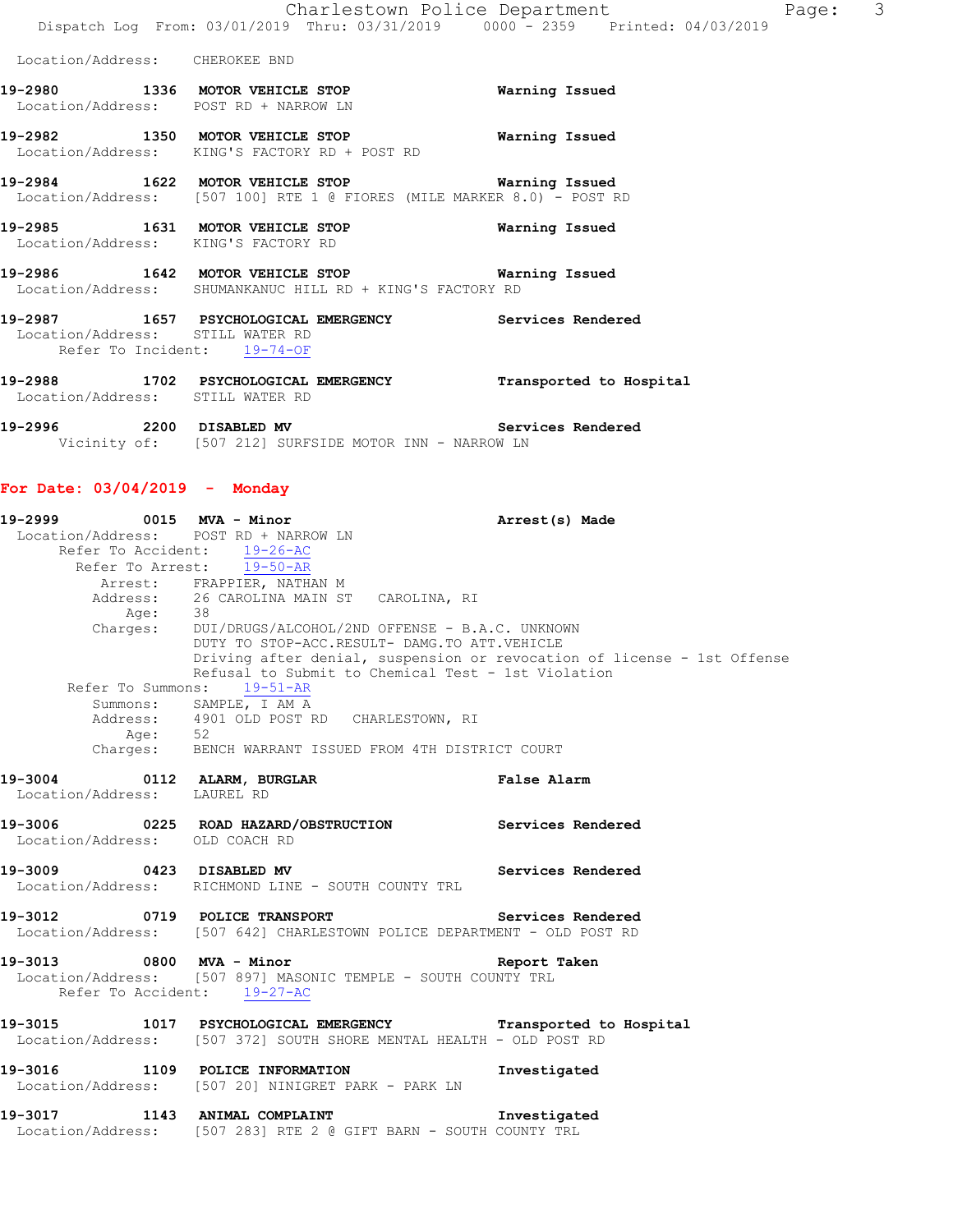Location/Address: CHEROKEE BND

**19-2980 1336 MOTOR VEHICLE STOP** **Warning Issued**
Location/Address: POST RD + NARROW LN

**19-2982 1350 MOTOR VEHICLE STOP** **Warning Issued**
Location/Address: KING'S FACTORY RD + POST RD

**19-2984 1622 MOTOR VEHICLE STOP** **Warning Issued**
Location/Address: [507 100] RTE 1 @ FIORES (MILE MARKER 8.0) - POST RD

**19-2985 1631 MOTOR VEHICLE STOP** **Warning Issued**
Location/Address: KING'S FACTORY RD

**19-2986 1642 MOTOR VEHICLE STOP** **Warning Issued**
Location/Address: SHUMANKANUC HILL RD + KING'S FACTORY RD

**19-2987 1657 PSYCHOLOGICAL EMERGENCY** **Services Rendered**
Location/Address: STILL WATER RD
Refer To Incident: 19-74-OF

**19-2988 1702 PSYCHOLOGICAL EMERGENCY** **Transported to Hospital**
Location/Address: STILL WATER RD

**19-2996 2200 DISABLED MV** **Services Rendered**
Vicinity of: [507 212] SURFSIDE MOTOR INN - NARROW LN

## For Date: 03/04/2019 - Monday

**19-2999 0015 MVA - Minor** **Arrest(s) Made**
Location/Address: POST RD + NARROW LN
Refer To Accident: 19-26-AC
Refer To Arrest: 19-50-AR
Arrest: FRAPPIER, NATHAN M
Address: 26 CAROLINA MAIN ST CAROLINA, RI
Age: 38
Charges: DUI/DRUGS/ALCOHOL/2ND OFFENSE - B.A.C. UNKNOWN
DUTY TO STOP-ACC.RESULT- DAMG.TO ATT.VEHICLE
Driving after denial, suspension or revocation of license - 1st Offense
Refusal to Submit to Chemical Test - 1st Violation
Refer To Summons: 19-51-AR
Summons: SAMPLE, I AM A
Address: 4901 OLD POST RD CHARLESTOWN, RI
Age: 52
Charges: BENCH WARRANT ISSUED FROM 4TH DISTRICT COURT

**19-3004 0112 ALARM, BURGLAR** **False Alarm**
Location/Address: LAUREL RD

**19-3006 0225 ROAD HAZARD/OBSTRUCTION** **Services Rendered**
Location/Address: OLD COACH RD

**19-3009 0423 DISABLED MV** **Services Rendered**
Location/Address: RICHMOND LINE - SOUTH COUNTY TRL

**19-3012 0719 POLICE TRANSPORT** **Services Rendered**
Location/Address: [507 642] CHARLESTOWN POLICE DEPARTMENT - OLD POST RD

**19-3013 0800 MVA - Minor** **Report Taken**
Location/Address: [507 897] MASONIC TEMPLE - SOUTH COUNTY TRL
Refer To Accident: 19-27-AC

**19-3015 1017 PSYCHOLOGICAL EMERGENCY** **Transported to Hospital**
Location/Address: [507 372] SOUTH SHORE MENTAL HEALTH - OLD POST RD

**19-3016 1109 POLICE INFORMATION** **Investigated**
Location/Address: [507 20] NINIGRET PARK - PARK LN

**19-3017 1143 ANIMAL COMPLAINT** **Investigated**
Location/Address: [507 283] RTE 2 @ GIFT BARN - SOUTH COUNTY TRL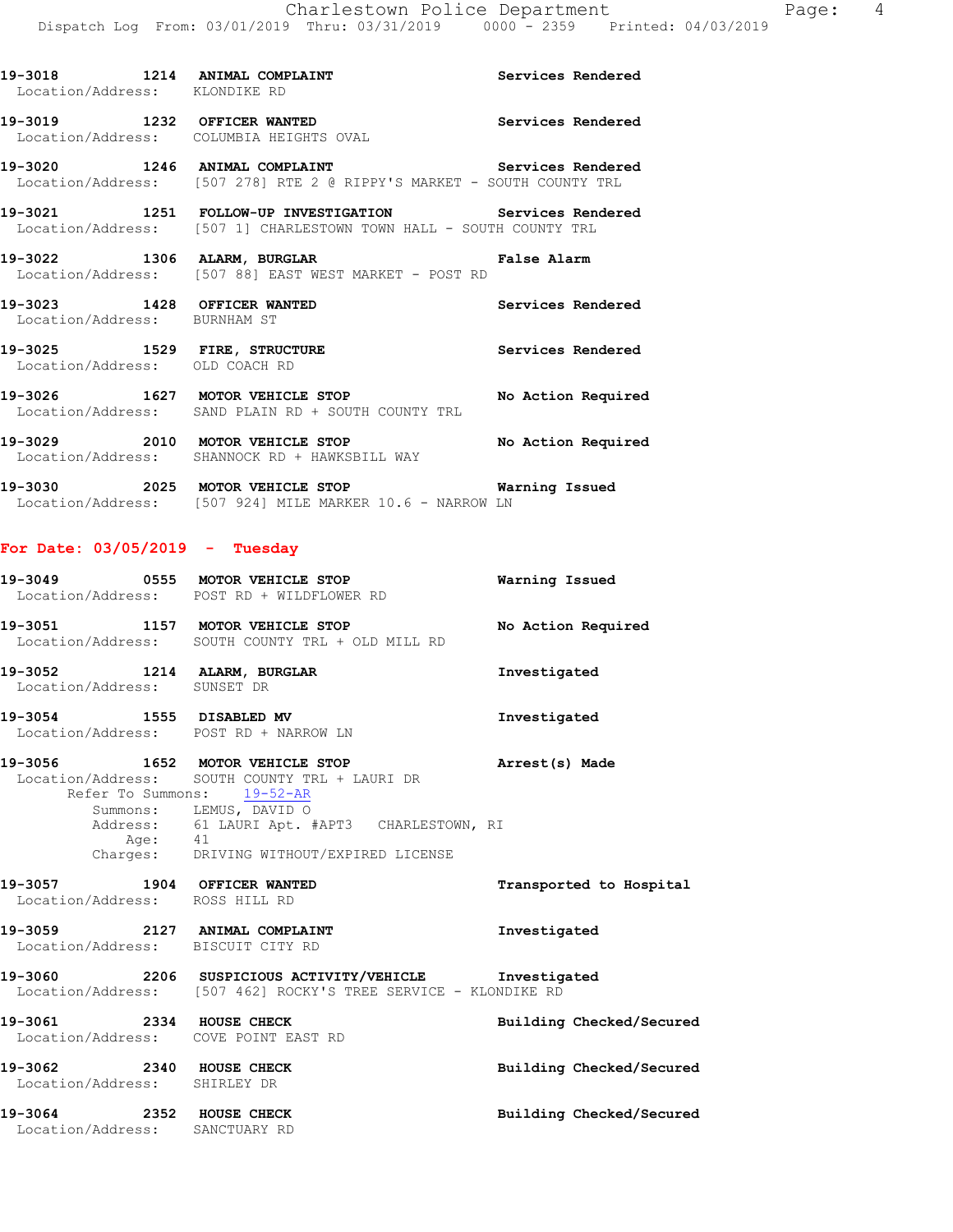**19-3018 1214 ANIMAL COMPLAINT** Services Rendered
Location/Address: KLONDIKE RD

**19-3019 1232 OFFICER WANTED** Services Rendered
Location/Address: COLUMBIA HEIGHTS OVAL

**19-3020 1246 ANIMAL COMPLAINT** Services Rendered
Location/Address: [507 278] RTE 2 @ RIPPY'S MARKET - SOUTH COUNTY TRL

**19-3021 1251 FOLLOW-UP INVESTIGATION** Services Rendered
Location/Address: [507 1] CHARLESTOWN TOWN HALL - SOUTH COUNTY TRL

**19-3022 1306 ALARM, BURGLAR** False Alarm
Location/Address: [507 88] EAST WEST MARKET - POST RD

**19-3023 1428 OFFICER WANTED** Services Rendered
Location/Address: BURNHAM ST

**19-3025 1529 FIRE, STRUCTURE** Services Rendered
Location/Address: OLD COACH RD

**19-3026 1627 MOTOR VEHICLE STOP** No Action Required
Location/Address: SAND PLAIN RD + SOUTH COUNTY TRL

**19-3029 2010 MOTOR VEHICLE STOP** No Action Required
Location/Address: SHANNOCK RD + HAWKSBILL WAY

**19-3030 2025 MOTOR VEHICLE STOP** Warning Issued
Location/Address: [507 924] MILE MARKER 10.6 - NARROW LN

## For Date: 03/05/2019 - Tuesday

**19-3049 0555 MOTOR VEHICLE STOP** Warning Issued
Location/Address: POST RD + WILDFLOWER RD

**19-3051 1157 MOTOR VEHICLE STOP** No Action Required
Location/Address: SOUTH COUNTY TRL + OLD MILL RD

**19-3052 1214 ALARM, BURGLAR** Investigated
Location/Address: SUNSET DR

**19-3054 1555 DISABLED MV** Investigated
Location/Address: POST RD + NARROW LN

**19-3056 1652 MOTOR VEHICLE STOP** Arrest(s) Made
Location/Address: SOUTH COUNTY TRL + LAURI DR
Refer To Summons: 19-52-AR
Summons: LEMUS, DAVID O
Address: 61 LAURI Apt. #APT3 CHARLESTOWN, RI
Age: 41
Charges: DRIVING WITHOUT/EXPIRED LICENSE

**19-3057 1904 OFFICER WANTED** Transported to Hospital
Location/Address: ROSS HILL RD

**19-3059 2127 ANIMAL COMPLAINT** Investigated
Location/Address: BISCUIT CITY RD

**19-3060 2206 SUSPICIOUS ACTIVITY/VEHICLE** Investigated
Location/Address: [507 462] ROCKY'S TREE SERVICE - KLONDIKE RD

**19-3061 2334 HOUSE CHECK** Building Checked/Secured
Location/Address: COVE POINT EAST RD

**19-3062 2340 HOUSE CHECK** Building Checked/Secured
Location/Address: SHIRLEY DR

**19-3064 2352 HOUSE CHECK** Building Checked/Secured
Location/Address: SANCTUARY RD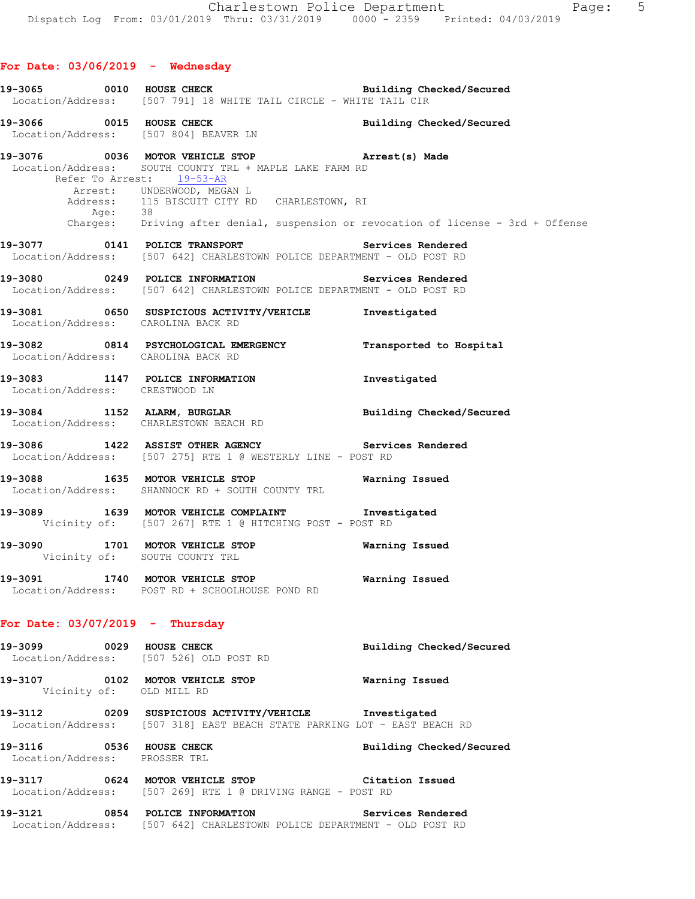## For Date: 03/06/2019 - Wednesday

**19-3065 0010 HOUSE CHECK** Building Checked/Secured
Location/Address: [507 791] 18 WHITE TAIL CIRCLE - WHITE TAIL CIR

**19-3066 0015 HOUSE CHECK** Building Checked/Secured
Location/Address: [507 804] BEAVER LN

**19-3076 0036 MOTOR VEHICLE STOP** Arrest(s) Made
Location/Address: SOUTH COUNTY TRL + MAPLE LAKE FARM RD
Refer To Arrest: 19-53-AR
Arrest: UNDERWOOD, MEGAN L
Address: 115 BISCUIT CITY RD CHARLESTOWN, RI
Age: 38
Charges: Driving after denial, suspension or revocation of license - 3rd + Offense

**19-3077 0141 POLICE TRANSPORT** Services Rendered
Location/Address: [507 642] CHARLESTOWN POLICE DEPARTMENT - OLD POST RD

**19-3080 0249 POLICE INFORMATION** Services Rendered
Location/Address: [507 642] CHARLESTOWN POLICE DEPARTMENT - OLD POST RD

**19-3081 0650 SUSPICIOUS ACTIVITY/VEHICLE** Investigated
Location/Address: CAROLINA BACK RD

**19-3082 0814 PSYCHOLOGICAL EMERGENCY** Transported to Hospital
Location/Address: CAROLINA BACK RD

**19-3083 1147 POLICE INFORMATION** Investigated
Location/Address: CRESTWOOD LN

**19-3084 1152 ALARM, BURGLAR** Building Checked/Secured
Location/Address: CHARLESTOWN BEACH RD

**19-3086 1422 ASSIST OTHER AGENCY** Services Rendered
Location/Address: [507 275] RTE 1 @ WESTERLY LINE - POST RD

**19-3088 1635 MOTOR VEHICLE STOP** Warning Issued
Location/Address: SHANNOCK RD + SOUTH COUNTY TRL

**19-3089 1639 MOTOR VEHICLE COMPLAINT** Investigated
Vicinity of: [507 267] RTE 1 @ HITCHING POST - POST RD

**19-3090 1701 MOTOR VEHICLE STOP** Warning Issued
Vicinity of: SOUTH COUNTY TRL

**19-3091 1740 MOTOR VEHICLE STOP** Warning Issued
Location/Address: POST RD + SCHOOLHOUSE POND RD

## For Date: 03/07/2019 - Thursday

**19-3099 0029 HOUSE CHECK** Building Checked/Secured
Location/Address: [507 526] OLD POST RD

**19-3107 0102 MOTOR VEHICLE STOP** Warning Issued
Vicinity of: OLD MILL RD

**19-3112 0209 SUSPICIOUS ACTIVITY/VEHICLE** Investigated
Location/Address: [507 318] EAST BEACH STATE PARKING LOT - EAST BEACH RD

**19-3116 0536 HOUSE CHECK** Building Checked/Secured
Location/Address: PROSSER TRL

**19-3117 0624 MOTOR VEHICLE STOP** Citation Issued
Location/Address: [507 269] RTE 1 @ DRIVING RANGE - POST RD

**19-3121 0854 POLICE INFORMATION** Services Rendered
Location/Address: [507 642] CHARLESTOWN POLICE DEPARTMENT - OLD POST RD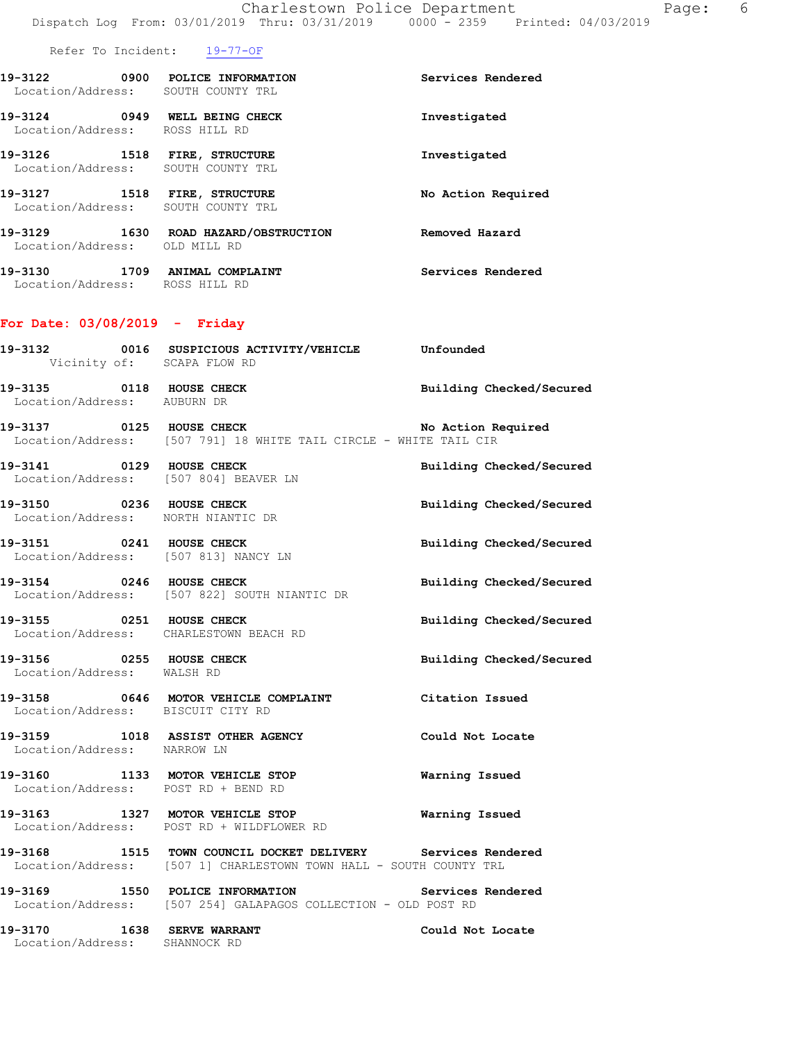Refer To Incident: 19-77-OF

**19-3122 0900 POLICE INFORMATION** Services Rendered
Location/Address: SOUTH COUNTY TRL

**19-3124 0949 WELL BEING CHECK** Investigated
Location/Address: ROSS HILL RD

**19-3126 1518 FIRE, STRUCTURE** Investigated
Location/Address: SOUTH COUNTY TRL

**19-3127 1518 FIRE, STRUCTURE** No Action Required
Location/Address: SOUTH COUNTY TRL

**19-3129 1630 ROAD HAZARD/OBSTRUCTION** Removed Hazard
Location/Address: OLD MILL RD

**19-3130 1709 ANIMAL COMPLAINT** Services Rendered
Location/Address: ROSS HILL RD

## For Date: 03/08/2019 - Friday

**19-3132 0016 SUSPICIOUS ACTIVITY/VEHICLE** Unfounded
Vicinity of: SCAPA FLOW RD

**19-3135 0118 HOUSE CHECK** Building Checked/Secured
Location/Address: AUBURN DR

**19-3137 0125 HOUSE CHECK** No Action Required
Location/Address: [507 791] 18 WHITE TAIL CIRCLE - WHITE TAIL CIR

**19-3141 0129 HOUSE CHECK** Building Checked/Secured
Location/Address: [507 804] BEAVER LN

**19-3150 0236 HOUSE CHECK** Building Checked/Secured
Location/Address: NORTH NIANTIC DR

**19-3151 0241 HOUSE CHECK** Building Checked/Secured
Location/Address: [507 813] NANCY LN

**19-3154 0246 HOUSE CHECK** Building Checked/Secured
Location/Address: [507 822] SOUTH NIANTIC DR

**19-3155 0251 HOUSE CHECK** Building Checked/Secured
Location/Address: CHARLESTOWN BEACH RD

**19-3156 0255 HOUSE CHECK** Building Checked/Secured
Location/Address: WALSH RD

**19-3158 0646 MOTOR VEHICLE COMPLAINT** Citation Issued
Location/Address: BISCUIT CITY RD

**19-3159 1018 ASSIST OTHER AGENCY** Could Not Locate
Location/Address: NARROW LN

**19-3160 1133 MOTOR VEHICLE STOP** Warning Issued
Location/Address: POST RD + BEND RD

**19-3163 1327 MOTOR VEHICLE STOP** Warning Issued
Location/Address: POST RD + WILDFLOWER RD

**19-3168 1515 TOWN COUNCIL DOCKET DELIVERY** Services Rendered
Location/Address: [507 1] CHARLESTOWN TOWN HALL - SOUTH COUNTY TRL

**19-3169 1550 POLICE INFORMATION** Services Rendered
Location/Address: [507 254] GALAPAGOS COLLECTION - OLD POST RD

**19-3170 1638 SERVE WARRANT** Could Not Locate
Location/Address: SHANNOCK RD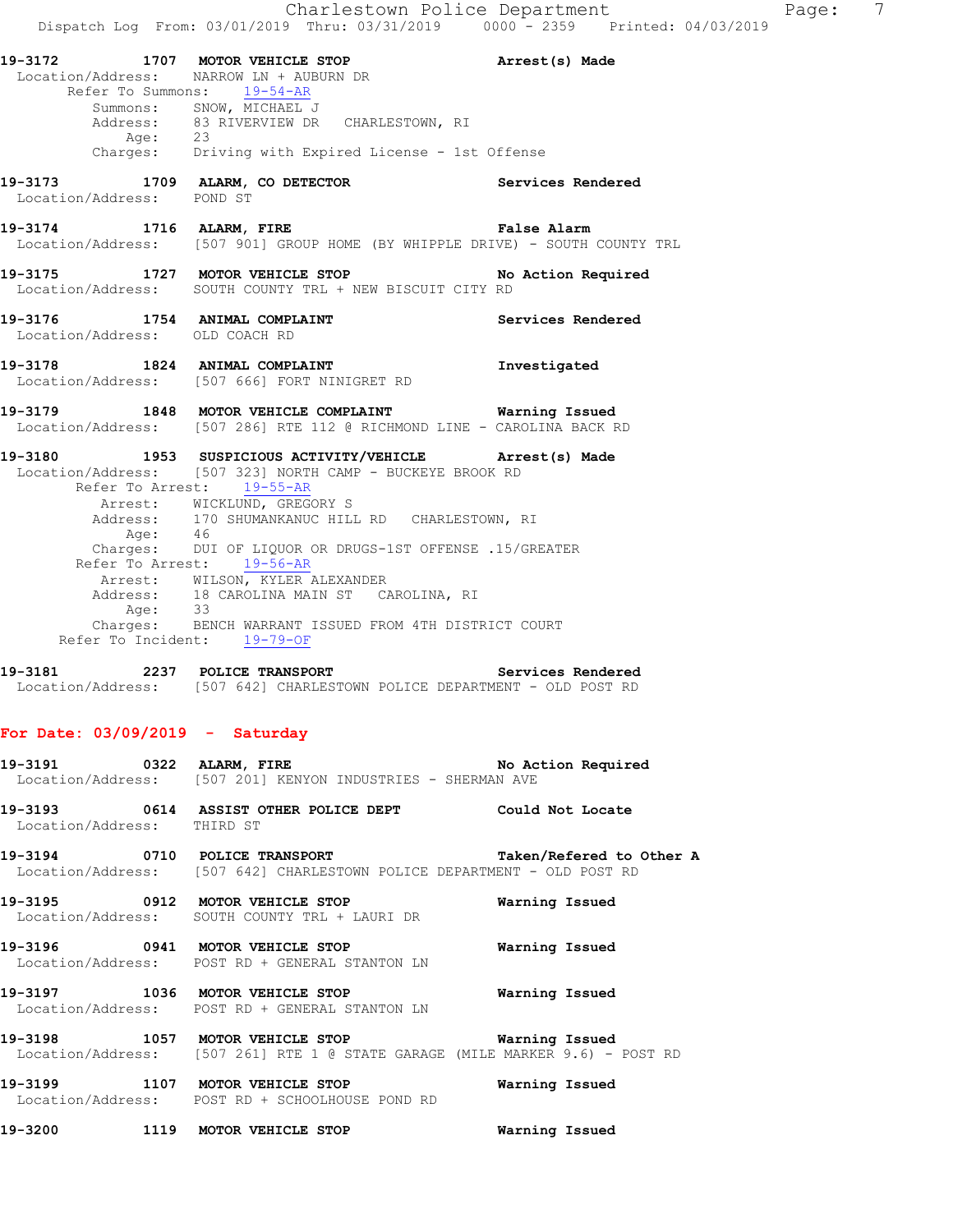19-3172 1707 **MOTOR VEHICLE STOP** **Arrest(s) Made**
Location/Address: NARROW LN + AUBURN DR
Refer To Summons: 19-54-AR
Summons: SNOW, MICHAEL J
Address: 83 RIVERVIEW DR CHARLESTOWN, RI
Age: 23
Charges: Driving with Expired License - 1st Offense

19-3173 1709 **ALARM, CO DETECTOR** **Services Rendered**
Location/Address: POND ST

19-3174 1716 **ALARM, FIRE** **False Alarm**
Location/Address: [507 901] GROUP HOME (BY WHIPPLE DRIVE) - SOUTH COUNTY TRL

19-3175 1727 **MOTOR VEHICLE STOP** **No Action Required**
Location/Address: SOUTH COUNTY TRL + NEW BISCUIT CITY RD

19-3176 1754 **ANIMAL COMPLAINT** **Services Rendered**
Location/Address: OLD COACH RD

19-3178 1824 **ANIMAL COMPLAINT** **Investigated**
Location/Address: [507 666] FORT NINIGRET RD

19-3179 1848 **MOTOR VEHICLE COMPLAINT** **Warning Issued**
Location/Address: [507 286] RTE 112 @ RICHMOND LINE - CAROLINA BACK RD

19-3180 1953 **SUSPICIOUS ACTIVITY/VEHICLE** **Arrest(s) Made**
Location/Address: [507 323] NORTH CAMP - BUCKEYE BROOK RD
Refer To Arrest: 19-55-AR
Arrest: WICKLUND, GREGORY S
Address: 170 SHUMANKANUC HILL RD CHARLESTOWN, RI
Age: 46
Charges: DUI OF LIQUOR OR DRUGS-1ST OFFENSE .15/GREATER
Refer To Arrest: 19-56-AR
Arrest: WILSON, KYLER ALEXANDER
Address: 18 CAROLINA MAIN ST CAROLINA, RI
Age: 33
Charges: BENCH WARRANT ISSUED FROM 4TH DISTRICT COURT
Refer To Incident: 19-79-OF

19-3181 2237 **POLICE TRANSPORT** **Services Rendered**
Location/Address: [507 642] CHARLESTOWN POLICE DEPARTMENT - OLD POST RD

## For Date: 03/09/2019 - Saturday

19-3191 0322 **ALARM, FIRE** **No Action Required**
Location/Address: [507 201] KENYON INDUSTRIES - SHERMAN AVE

19-3193 0614 **ASSIST OTHER POLICE DEPT** **Could Not Locate**
Location/Address: THIRD ST

19-3194 0710 **POLICE TRANSPORT** **Taken/Refered to Other A**
Location/Address: [507 642] CHARLESTOWN POLICE DEPARTMENT - OLD POST RD

19-3195 0912 **MOTOR VEHICLE STOP** **Warning Issued**
Location/Address: SOUTH COUNTY TRL + LAURI DR

19-3196 0941 **MOTOR VEHICLE STOP** **Warning Issued**
Location/Address: POST RD + GENERAL STANTON LN

19-3197 1036 **MOTOR VEHICLE STOP** **Warning Issued**
Location/Address: POST RD + GENERAL STANTON LN

19-3198 1057 **MOTOR VEHICLE STOP** **Warning Issued**
Location/Address: [507 261] RTE 1 @ STATE GARAGE (MILE MARKER 9.6) - POST RD

19-3199 1107 **MOTOR VEHICLE STOP** **Warning Issued**
Location/Address: POST RD + SCHOOLHOUSE POND RD

19-3200 1119 **MOTOR VEHICLE STOP** **Warning Issued**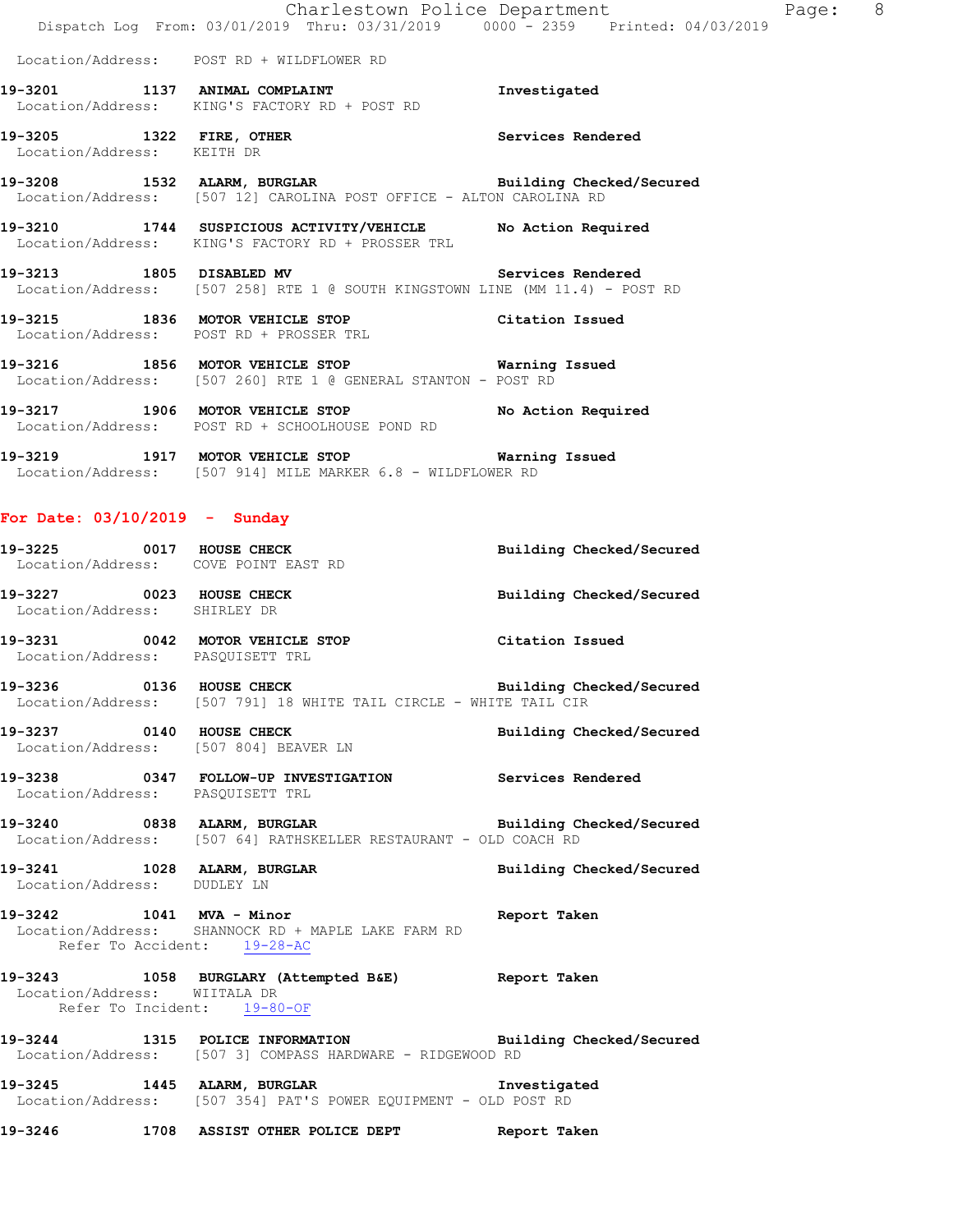Location/Address: POST RD + WILDFLOWER RD

**19-3201** 1137 **ANIMAL COMPLAINT** Investigated
Location/Address: KING'S FACTORY RD + POST RD

**19-3205** 1322 **FIRE, OTHER** Services Rendered
Location/Address: KEITH DR

**19-3208** 1532 **ALARM, BURGLAR** Building Checked/Secured
Location/Address: [507 12] CAROLINA POST OFFICE - ALTON CAROLINA RD

**19-3210** 1744 **SUSPICIOUS ACTIVITY/VEHICLE** No Action Required
Location/Address: KING'S FACTORY RD + PROSSER TRL

**19-3213** 1805 **DISABLED MV** Services Rendered
Location/Address: [507 258] RTE 1 @ SOUTH KINGSTOWN LINE (MM 11.4) - POST RD

**19-3215** 1836 **MOTOR VEHICLE STOP** Citation Issued
Location/Address: POST RD + PROSSER TRL

**19-3216** 1856 **MOTOR VEHICLE STOP** Warning Issued
Location/Address: [507 260] RTE 1 @ GENERAL STANTON - POST RD

**19-3217** 1906 **MOTOR VEHICLE STOP** No Action Required
Location/Address: POST RD + SCHOOLHOUSE POND RD

**19-3219** 1917 **MOTOR VEHICLE STOP** Warning Issued
Location/Address: [507 914] MILE MARKER 6.8 - WILDFLOWER RD

**For Date: 03/10/2019 - Sunday**

**19-3225** 0017 **HOUSE CHECK** Building Checked/Secured
Location/Address: COVE POINT EAST RD

**19-3227** 0023 **HOUSE CHECK** Building Checked/Secured
Location/Address: SHIRLEY DR

**19-3231** 0042 **MOTOR VEHICLE STOP** Citation Issued
Location/Address: PASQUISETT TRL

**19-3236** 0136 **HOUSE CHECK** Building Checked/Secured
Location/Address: [507 791] 18 WHITE TAIL CIRCLE - WHITE TAIL CIR

**19-3237** 0140 **HOUSE CHECK** Building Checked/Secured
Location/Address: [507 804] BEAVER LN

**19-3238** 0347 **FOLLOW-UP INVESTIGATION** Services Rendered
Location/Address: PASQUISETT TRL

**19-3240** 0838 **ALARM, BURGLAR** Building Checked/Secured
Location/Address: [507 64] RATHSKELLER RESTAURANT - OLD COACH RD

**19-3241** 1028 **ALARM, BURGLAR** Building Checked/Secured
Location/Address: DUDLEY LN

**19-3242** 1041 **MVA - Minor** Report Taken
Location/Address: SHANNOCK RD + MAPLE LAKE FARM RD
Refer To Accident: 19-28-AC

**19-3243** 1058 **BURGLARY (Attempted B&E)** Report Taken
Location/Address: WIITALA DR
Refer To Incident: 19-80-OF

**19-3244** 1315 **POLICE INFORMATION** Building Checked/Secured
Location/Address: [507 3] COMPASS HARDWARE - RIDGEWOOD RD

**19-3245** 1445 **ALARM, BURGLAR** Investigated
Location/Address: [507 354] PAT'S POWER EQUIPMENT - OLD POST RD

**19-3246** 1708 **ASSIST OTHER POLICE DEPT** Report Taken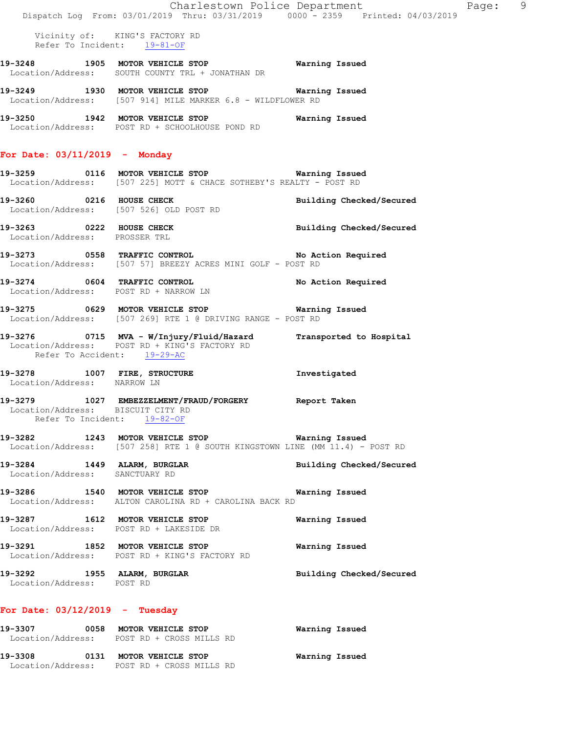Vicinity of: KING'S FACTORY RD
Refer To Incident: 19-81-OF

**19-3248 1905 MOTOR VEHICLE STOP** Warning Issued
Location/Address: SOUTH COUNTY TRL + JONATHAN DR

**19-3249 1930 MOTOR VEHICLE STOP** Warning Issued
Location/Address: [507 914] MILE MARKER 6.8 - WILDFLOWER RD

**19-3250 1942 MOTOR VEHICLE STOP** Warning Issued
Location/Address: POST RD + SCHOOLHOUSE POND RD

## For Date: 03/11/2019 - Monday

**19-3259 0116 MOTOR VEHICLE STOP** Warning Issued
Location/Address: [507 225] MOTT & CHACE SOTHEBY'S REALTY - POST RD

**19-3260 0216 HOUSE CHECK** Building Checked/Secured
Location/Address: [507 526] OLD POST RD

**19-3263 0222 HOUSE CHECK** Building Checked/Secured
Location/Address: PROSSER TRL

**19-3273 0558 TRAFFIC CONTROL** No Action Required
Location/Address: [507 57] BREEZY ACRES MINI GOLF - POST RD

**19-3274 0604 TRAFFIC CONTROL** No Action Required
Location/Address: POST RD + NARROW LN

**19-3275 0629 MOTOR VEHICLE STOP** Warning Issued
Location/Address: [507 269] RTE 1 @ DRIVING RANGE - POST RD

**19-3276 0715 MVA - W/Injury/Fluid/Hazard** Transported to Hospital
Location/Address: POST RD + KING'S FACTORY RD
Refer To Accident: 19-29-AC

**19-3278 1007 FIRE, STRUCTURE** Investigated
Location/Address: NARROW LN

**19-3279 1027 EMBEZZELMENT/FRAUD/FORGERY** Report Taken
Location/Address: BISCUIT CITY RD
Refer To Incident: 19-82-OF

**19-3282 1243 MOTOR VEHICLE STOP** Warning Issued
Location/Address: [507 258] RTE 1 @ SOUTH KINGSTOWN LINE (MM 11.4) - POST RD

**19-3284 1449 ALARM, BURGLAR** Building Checked/Secured
Location/Address: SANCTUARY RD

**19-3286 1540 MOTOR VEHICLE STOP** Warning Issued
Location/Address: ALTON CAROLINA RD + CAROLINA BACK RD

**19-3287 1612 MOTOR VEHICLE STOP** Warning Issued
Location/Address: POST RD + LAKESIDE DR

**19-3291 1852 MOTOR VEHICLE STOP** Warning Issued
Location/Address: POST RD + KING'S FACTORY RD

**19-3292 1955 ALARM, BURGLAR** Building Checked/Secured
Location/Address: POST RD

## For Date: 03/12/2019 - Tuesday

**19-3307 0058 MOTOR VEHICLE STOP** Warning Issued
Location/Address: POST RD + CROSS MILLS RD

**19-3308 0131 MOTOR VEHICLE STOP** Warning Issued
Location/Address: POST RD + CROSS MILLS RD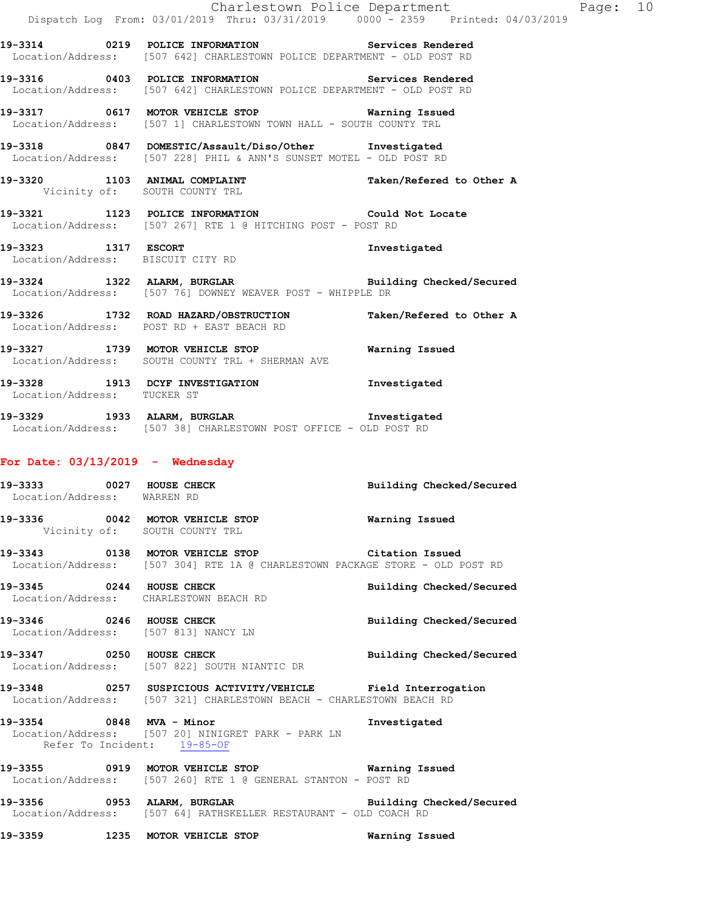19-3314 0219 POLICE INFORMATION Services Rendered
Location/Address: [507 642] CHARLESTOWN POLICE DEPARTMENT - OLD POST RD

19-3316 0403 POLICE INFORMATION Services Rendered
Location/Address: [507 642] CHARLESTOWN POLICE DEPARTMENT - OLD POST RD

19-3317 0617 MOTOR VEHICLE STOP Warning Issued
Location/Address: [507 1] CHARLESTOWN TOWN HALL - SOUTH COUNTY TRL

19-3318 0847 DOMESTIC/Assault/Diso/Other Investigated
Location/Address: [507 228] PHIL & ANN'S SUNSET MOTEL - OLD POST RD

19-3320 1103 ANIMAL COMPLAINT Taken/Refered to Other A
Vicinity of: SOUTH COUNTY TRL

19-3321 1123 POLICE INFORMATION Could Not Locate
Location/Address: [507 267] RTE 1 @ HITCHING POST - POST RD

19-3323 1317 ESCORT Investigated
Location/Address: BISCUIT CITY RD

19-3324 1322 ALARM, BURGLAR Building Checked/Secured
Location/Address: [507 76] DOWNEY WEAVER POST - WHIPPLE DR

19-3326 1732 ROAD HAZARD/OBSTRUCTION Taken/Refered to Other A
Location/Address: POST RD + EAST BEACH RD

19-3327 1739 MOTOR VEHICLE STOP Warning Issued
Location/Address: SOUTH COUNTY TRL + SHERMAN AVE

19-3328 1913 DCYF INVESTIGATION Investigated
Location/Address: TUCKER ST

19-3329 1933 ALARM, BURGLAR Investigated
Location/Address: [507 38] CHARLESTOWN POST OFFICE - OLD POST RD

## For Date: 03/13/2019 - Wednesday

19-3333 0027 HOUSE CHECK Building Checked/Secured
Location/Address: WARREN RD

19-3336 0042 MOTOR VEHICLE STOP Warning Issued
Vicinity of: SOUTH COUNTY TRL

19-3343 0138 MOTOR VEHICLE STOP Citation Issued
Location/Address: [507 304] RTE 1A @ CHARLESTOWN PACKAGE STORE - OLD POST RD

19-3345 0244 HOUSE CHECK Building Checked/Secured
Location/Address: CHARLESTOWN BEACH RD

19-3346 0246 HOUSE CHECK Building Checked/Secured
Location/Address: [507 813] NANCY LN

19-3347 0250 HOUSE CHECK Building Checked/Secured
Location/Address: [507 822] SOUTH NIANTIC DR

19-3348 0257 SUSPICIOUS ACTIVITY/VEHICLE Field Interrogation
Location/Address: [507 321] CHARLESTOWN BEACH - CHARLESTOWN BEACH RD

19-3354 0848 MVA - Minor Investigated
Location/Address: [507 20] NINIGRET PARK - PARK LN
Refer To Incident: 19-85-OF

19-3355 0919 MOTOR VEHICLE STOP Warning Issued
Location/Address: [507 260] RTE 1 @ GENERAL STANTON - POST RD

19-3356 0953 ALARM, BURGLAR Building Checked/Secured
Location/Address: [507 64] RATHSKELLER RESTAURANT - OLD COACH RD

19-3359 1235 MOTOR VEHICLE STOP Warning Issued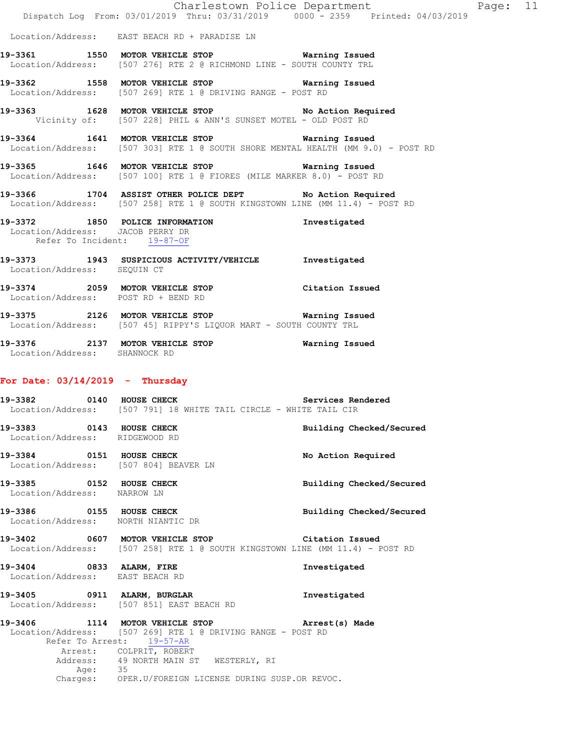Location/Address: EAST BEACH RD + PARADISE LN

**19-3361 1550 MOTOR VEHICLE STOP** **Warning Issued**
Location/Address: [507 276] RTE 2 @ RICHMOND LINE - SOUTH COUNTY TRL

**19-3362 1558 MOTOR VEHICLE STOP** **Warning Issued**
Location/Address: [507 269] RTE 1 @ DRIVING RANGE - POST RD

**19-3363 1628 MOTOR VEHICLE STOP** **No Action Required**
Vicinity of: [507 228] PHIL & ANN'S SUNSET MOTEL - OLD POST RD

**19-3364 1641 MOTOR VEHICLE STOP** **Warning Issued**
Location/Address: [507 303] RTE 1 @ SOUTH SHORE MENTAL HEALTH (MM 9.0) - POST RD

**19-3365 1646 MOTOR VEHICLE STOP** **Warning Issued**
Location/Address: [507 100] RTE 1 @ FIORES (MILE MARKER 8.0) - POST RD

**19-3366 1704 ASSIST OTHER POLICE DEPT** **No Action Required**
Location/Address: [507 258] RTE 1 @ SOUTH KINGSTOWN LINE (MM 11.4) - POST RD

**19-3372 1850 POLICE INFORMATION** **Investigated**
Location/Address: JACOB PERRY DR
Refer To Incident: 19-87-OF

**19-3373 1943 SUSPICIOUS ACTIVITY/VEHICLE** **Investigated**
Location/Address: SEQUIN CT

**19-3374 2059 MOTOR VEHICLE STOP** **Citation Issued**
Location/Address: POST RD + BEND RD

**19-3375 2126 MOTOR VEHICLE STOP** **Warning Issued**
Location/Address: [507 45] RIPPY'S LIQUOR MART - SOUTH COUNTY TRL

**19-3376 2137 MOTOR VEHICLE STOP** **Warning Issued**
Location/Address: SHANNOCK RD

## For Date: 03/14/2019 - Thursday

**19-3382 0140 HOUSE CHECK** **Services Rendered**
Location/Address: [507 791] 18 WHITE TAIL CIRCLE - WHITE TAIL CIR

**19-3383 0143 HOUSE CHECK** **Building Checked/Secured**
Location/Address: RIDGEWOOD RD

**19-3384 0151 HOUSE CHECK** **No Action Required**
Location/Address: [507 804] BEAVER LN

**19-3385 0152 HOUSE CHECK** **Building Checked/Secured**
Location/Address: NARROW LN

**19-3386 0155 HOUSE CHECK** **Building Checked/Secured**
Location/Address: NORTH NIANTIC DR

**19-3402 0607 MOTOR VEHICLE STOP** **Citation Issued**
Location/Address: [507 258] RTE 1 @ SOUTH KINGSTOWN LINE (MM 11.4) - POST RD

**19-3404 0833 ALARM, FIRE** **Investigated**
Location/Address: EAST BEACH RD

**19-3405 0911 ALARM, BURGLAR** **Investigated**
Location/Address: [507 851] EAST BEACH RD

**19-3406 1114 MOTOR VEHICLE STOP** **Arrest(s) Made**
Location/Address: [507 269] RTE 1 @ DRIVING RANGE - POST RD
Refer To Arrest: 19-57-AR
Arrest: COLPRIT, ROBERT
Address: 49 NORTH MAIN ST WESTERLY, RI
Age: 35
Charges: OPER.U/FOREIGN LICENSE DURING SUSP.OR REVOC.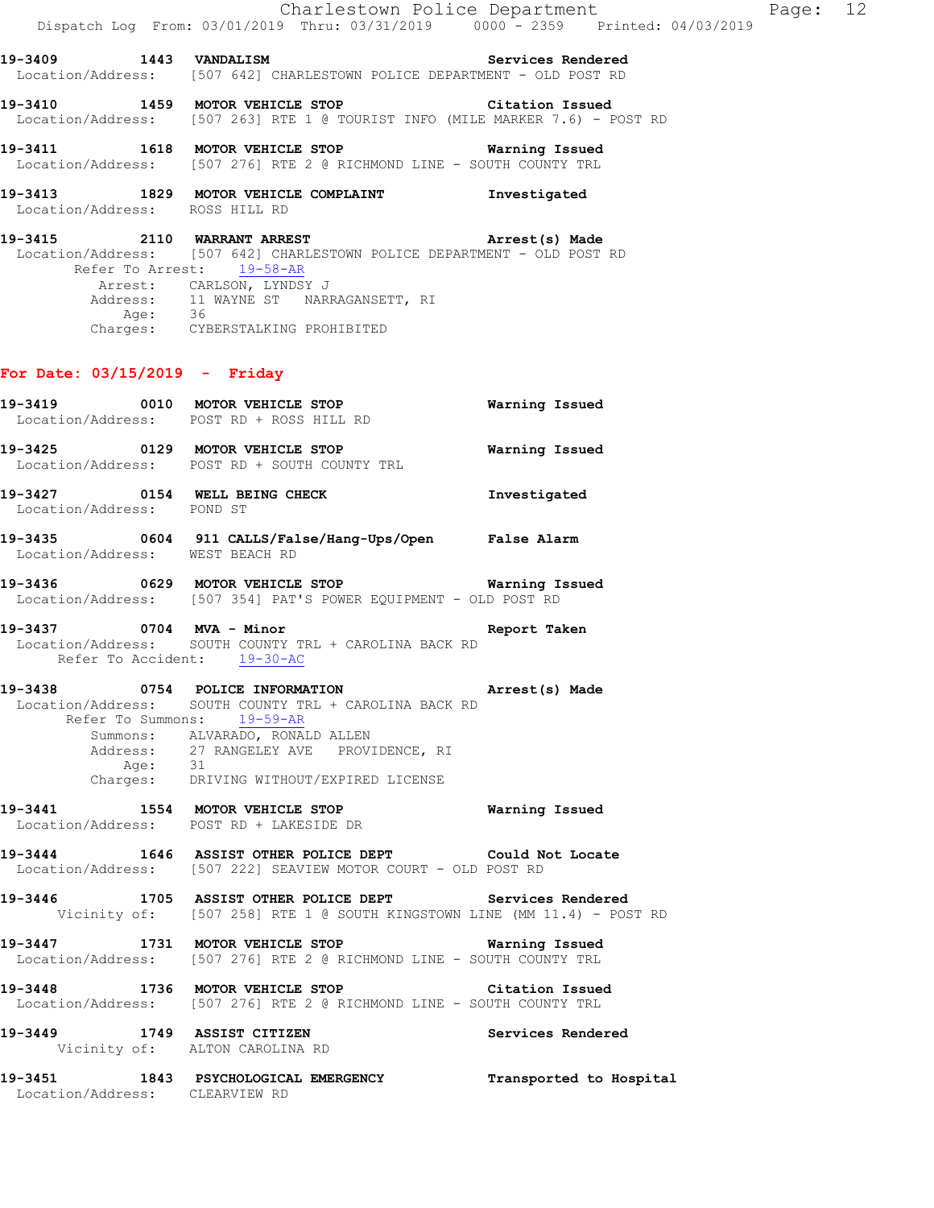19-3409 1443 VANDALISM Services Rendered
Location/Address: [507 642] CHARLESTOWN POLICE DEPARTMENT - OLD POST RD

19-3410 1459 MOTOR VEHICLE STOP Citation Issued
Location/Address: [507 263] RTE 1 @ TOURIST INFO (MILE MARKER 7.6) - POST RD

19-3411 1618 MOTOR VEHICLE STOP Warning Issued
Location/Address: [507 276] RTE 2 @ RICHMOND LINE - SOUTH COUNTY TRL

19-3413 1829 MOTOR VEHICLE COMPLAINT Investigated
Location/Address: ROSS HILL RD

19-3415 2110 WARRANT ARREST Arrest(s) Made
Location/Address: [507 642] CHARLESTOWN POLICE DEPARTMENT - OLD POST RD
Refer To Arrest: 19-58-AR
Arrest: CARLSON, LYNDSY J
Address: 11 WAYNE ST NARRAGANSETT, RI
Age: 36
Charges: CYBERSTALKING PROHIBITED

**For Date: 03/15/2019 - Friday**

19-3419 0010 MOTOR VEHICLE STOP Warning Issued
Location/Address: POST RD + ROSS HILL RD

19-3425 0129 MOTOR VEHICLE STOP Warning Issued
Location/Address: POST RD + SOUTH COUNTY TRL

19-3427 0154 WELL BEING CHECK Investigated
Location/Address: POND ST

19-3435 0604 911 CALLS/False/Hang-Ups/Open False Alarm
Location/Address: WEST BEACH RD

19-3436 0629 MOTOR VEHICLE STOP Warning Issued
Location/Address: [507 354] PAT'S POWER EQUIPMENT - OLD POST RD

19-3437 0704 MVA - Minor Report Taken
Location/Address: SOUTH COUNTY TRL + CAROLINA BACK RD
Refer To Accident: 19-30-AC

19-3438 0754 POLICE INFORMATION Arrest(s) Made
Location/Address: SOUTH COUNTY TRL + CAROLINA BACK RD
Refer To Summons: 19-59-AR
Summons: ALVARADO, RONALD ALLEN
Address: 27 RANGELEY AVE PROVIDENCE, RI
Age: 31
Charges: DRIVING WITHOUT/EXPIRED LICENSE

19-3441 1554 MOTOR VEHICLE STOP Warning Issued
Location/Address: POST RD + LAKESIDE DR

19-3444 1646 ASSIST OTHER POLICE DEPT Could Not Locate
Location/Address: [507 222] SEAVIEW MOTOR COURT - OLD POST RD

19-3446 1705 ASSIST OTHER POLICE DEPT Services Rendered
Vicinity of: [507 258] RTE 1 @ SOUTH KINGSTOWN LINE (MM 11.4) - POST RD

19-3447 1731 MOTOR VEHICLE STOP Warning Issued
Location/Address: [507 276] RTE 2 @ RICHMOND LINE - SOUTH COUNTY TRL

19-3448 1736 MOTOR VEHICLE STOP Citation Issued
Location/Address: [507 276] RTE 2 @ RICHMOND LINE - SOUTH COUNTY TRL

19-3449 1749 ASSIST CITIZEN Services Rendered
Vicinity of: ALTON CAROLINA RD

19-3451 1843 PSYCHOLOGICAL EMERGENCY Transported to Hospital
Location/Address: CLEARVIEW RD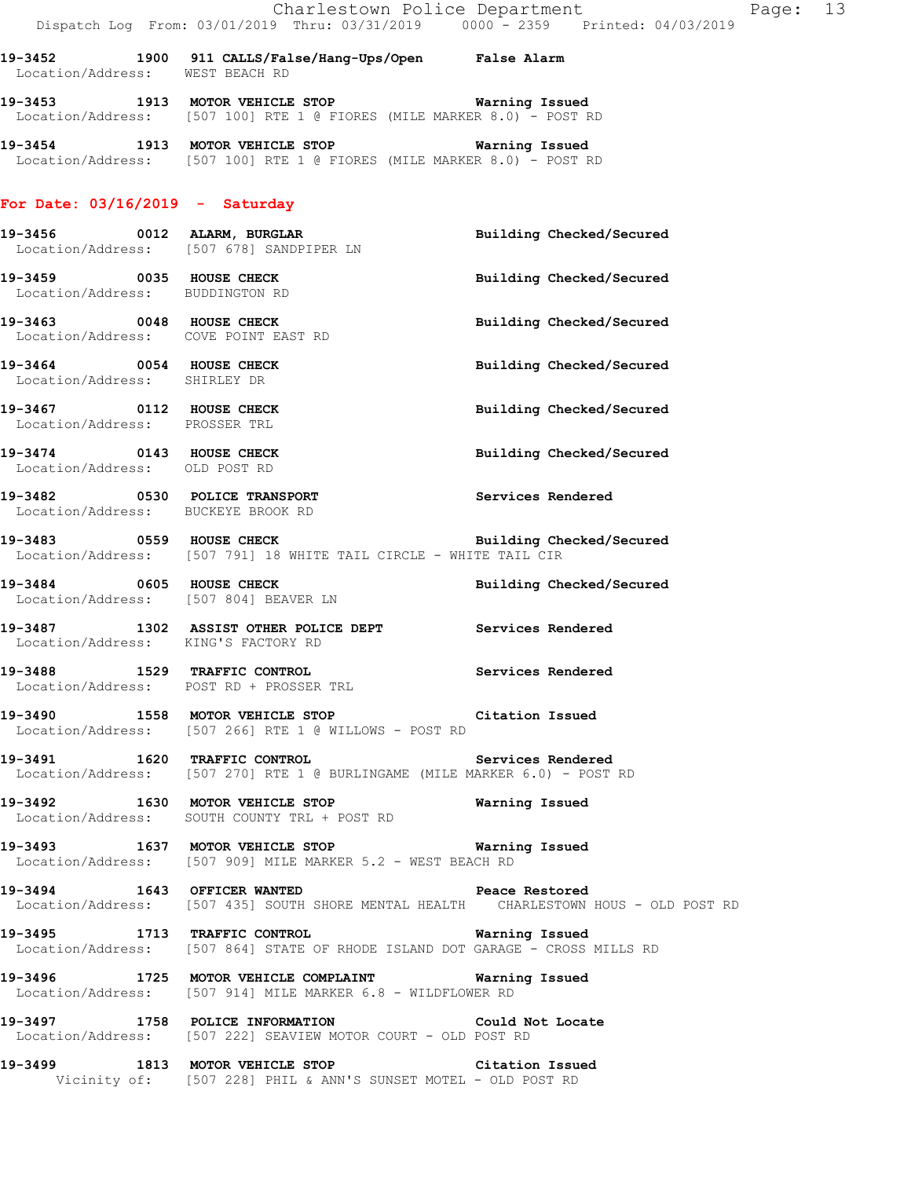**19-3452 1900 911 CALLS/False/Hang-Ups/Open** **False Alarm**
Location/Address: WEST BEACH RD

**19-3453 1913 MOTOR VEHICLE STOP** **Warning Issued**
Location/Address: [507 100] RTE 1 @ FIORES (MILE MARKER 8.0) - POST RD

**19-3454 1913 MOTOR VEHICLE STOP** **Warning Issued**
Location/Address: [507 100] RTE 1 @ FIORES (MILE MARKER 8.0) - POST RD

## For Date: 03/16/2019 - Saturday

**19-3456 0012 ALARM, BURGLAR** **Building Checked/Secured**
Location/Address: [507 678] SANDPIPER LN

**19-3459 0035 HOUSE CHECK** **Building Checked/Secured**
Location/Address: BUDDINGTON RD

**19-3463 0048 HOUSE CHECK** **Building Checked/Secured**
Location/Address: COVE POINT EAST RD

**19-3464 0054 HOUSE CHECK** **Building Checked/Secured**
Location/Address: SHIRLEY DR

**19-3467 0112 HOUSE CHECK** **Building Checked/Secured**
Location/Address: PROSSER TRL

**19-3474 0143 HOUSE CHECK** **Building Checked/Secured**
Location/Address: OLD POST RD

**19-3482 0530 POLICE TRANSPORT** **Services Rendered**
Location/Address: BUCKEYE BROOK RD

**19-3483 0559 HOUSE CHECK** **Building Checked/Secured**
Location/Address: [507 791] 18 WHITE TAIL CIRCLE - WHITE TAIL CIR

**19-3484 0605 HOUSE CHECK** **Building Checked/Secured**
Location/Address: [507 804] BEAVER LN

**19-3487 1302 ASSIST OTHER POLICE DEPT** **Services Rendered**
Location/Address: KING'S FACTORY RD

**19-3488 1529 TRAFFIC CONTROL** **Services Rendered**
Location/Address: POST RD + PROSSER TRL

**19-3490 1558 MOTOR VEHICLE STOP** **Citation Issued**
Location/Address: [507 266] RTE 1 @ WILLOWS - POST RD

**19-3491 1620 TRAFFIC CONTROL** **Services Rendered**
Location/Address: [507 270] RTE 1 @ BURLINGAME (MILE MARKER 6.0) - POST RD

**19-3492 1630 MOTOR VEHICLE STOP** **Warning Issued**
Location/Address: SOUTH COUNTY TRL + POST RD

**19-3493 1637 MOTOR VEHICLE STOP** **Warning Issued**
Location/Address: [507 909] MILE MARKER 5.2 - WEST BEACH RD

**19-3494 1643 OFFICER WANTED** **Peace Restored**
Location/Address: [507 435] SOUTH SHORE MENTAL HEALTH CHARLESTOWN HOUS - OLD POST RD

**19-3495 1713 TRAFFIC CONTROL** **Warning Issued**
Location/Address: [507 864] STATE OF RHODE ISLAND DOT GARAGE - CROSS MILLS RD

**19-3496 1725 MOTOR VEHICLE COMPLAINT** **Warning Issued**
Location/Address: [507 914] MILE MARKER 6.8 - WILDFLOWER RD

**19-3497 1758 POLICE INFORMATION** **Could Not Locate**
Location/Address: [507 222] SEAVIEW MOTOR COURT - OLD POST RD

**19-3499 1813 MOTOR VEHICLE STOP** **Citation Issued**
Vicinity of: [507 228] PHIL & ANN'S SUNSET MOTEL - OLD POST RD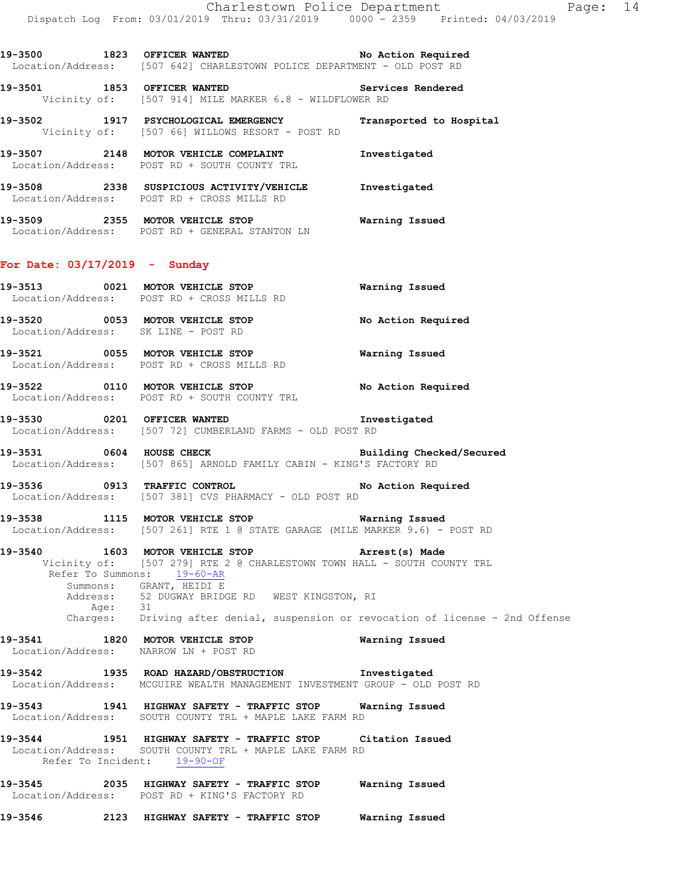19-3500 1823 OFFICER WANTED No Action Required
Location/Address: [507 642] CHARLESTOWN POLICE DEPARTMENT - OLD POST RD

19-3501 1853 OFFICER WANTED Services Rendered
Vicinity of: [507 914] MILE MARKER 6.8 - WILDFLOWER RD

19-3502 1917 PSYCHOLOGICAL EMERGENCY Transported to Hospital
Vicinity of: [507 66] WILLOWS RESORT - POST RD

19-3507 2148 MOTOR VEHICLE COMPLAINT Investigated
Location/Address: POST RD + SOUTH COUNTY TRL

19-3508 2338 SUSPICIOUS ACTIVITY/VEHICLE Investigated
Location/Address: POST RD + CROSS MILLS RD

19-3509 2355 MOTOR VEHICLE STOP Warning Issued
Location/Address: POST RD + GENERAL STANTON LN

## For Date: 03/17/2019 - Sunday

19-3513 0021 MOTOR VEHICLE STOP Warning Issued
Location/Address: POST RD + CROSS MILLS RD

19-3520 0053 MOTOR VEHICLE STOP No Action Required
Location/Address: SK LINE - POST RD

19-3521 0055 MOTOR VEHICLE STOP Warning Issued
Location/Address: POST RD + CROSS MILLS RD

19-3522 0110 MOTOR VEHICLE STOP No Action Required
Location/Address: POST RD + SOUTH COUNTY TRL

19-3530 0201 OFFICER WANTED Investigated
Location/Address: [507 72] CUMBERLAND FARMS - OLD POST RD

19-3531 0604 HOUSE CHECK Building Checked/Secured
Location/Address: [507 865] ARNOLD FAMILY CABIN - KING'S FACTORY RD

19-3536 0913 TRAFFIC CONTROL No Action Required
Location/Address: [507 381] CVS PHARMACY - OLD POST RD

19-3538 1115 MOTOR VEHICLE STOP Warning Issued
Location/Address: [507 261] RTE 1 @ STATE GARAGE (MILE MARKER 9.6) - POST RD

19-3540 1603 MOTOR VEHICLE STOP Arrest(s) Made
Vicinity of: [507 279] RTE 2 @ CHARLESTOWN TOWN HALL - SOUTH COUNTY TRL
Refer To Summons: 19-60-AR
Summons: GRANT, HEIDI E
Address: 52 DUGWAY BRIDGE RD WEST KINGSTON, RI
Age: 31
Charges: Driving after denial, suspension or revocation of license - 2nd Offense

19-3541 1820 MOTOR VEHICLE STOP Warning Issued
Location/Address: NARROW LN + POST RD

19-3542 1935 ROAD HAZARD/OBSTRUCTION Investigated
Location/Address: MCGUIRE WEALTH MANAGEMENT INVESTMENT GROUP - OLD POST RD

19-3543 1941 HIGHWAY SAFETY - TRAFFIC STOP Warning Issued
Location/Address: SOUTH COUNTY TRL + MAPLE LAKE FARM RD

19-3544 1951 HIGHWAY SAFETY - TRAFFIC STOP Citation Issued
Location/Address: SOUTH COUNTY TRL + MAPLE LAKE FARM RD
Refer To Incident: 19-90-OF

19-3545 2035 HIGHWAY SAFETY - TRAFFIC STOP Warning Issued
Location/Address: POST RD + KING'S FACTORY RD

19-3546 2123 HIGHWAY SAFETY - TRAFFIC STOP Warning Issued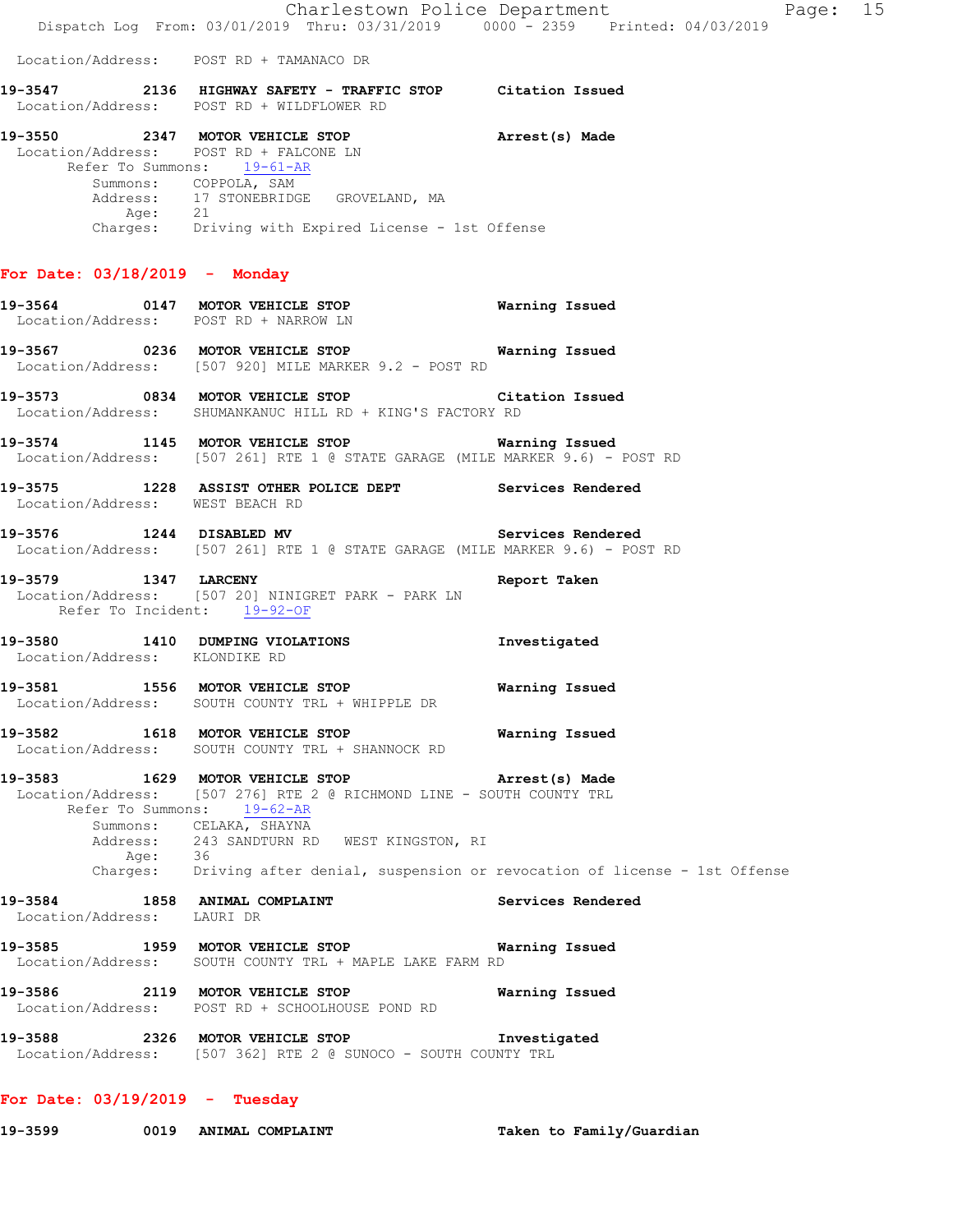Location/Address: POST RD + TAMANACO DR

**19-3547 2136 HIGHWAY SAFETY - TRAFFIC STOP** Citation Issued
Location/Address: POST RD + WILDFLOWER RD

**19-3550 2347 MOTOR VEHICLE STOP** Arrest(s) Made
Location/Address: POST RD + FALCONE LN
Refer To Summons: 19-61-AR
Summons: COPPOLA, SAM
Address: 17 STONEBRIDGE GROVELAND, MA
Age: 21
Charges: Driving with Expired License - 1st Offense

## For Date: 03/18/2019 - Monday

**19-3564 0147 MOTOR VEHICLE STOP** Warning Issued
Location/Address: POST RD + NARROW LN

**19-3567 0236 MOTOR VEHICLE STOP** Warning Issued
Location/Address: [507 920] MILE MARKER 9.2 - POST RD

**19-3573 0834 MOTOR VEHICLE STOP** Citation Issued
Location/Address: SHUMANKANUC HILL RD + KING'S FACTORY RD

**19-3574 1145 MOTOR VEHICLE STOP** Warning Issued
Location/Address: [507 261] RTE 1 @ STATE GARAGE (MILE MARKER 9.6) - POST RD

**19-3575 1228 ASSIST OTHER POLICE DEPT** Services Rendered
Location/Address: WEST BEACH RD

**19-3576 1244 DISABLED MV** Services Rendered
Location/Address: [507 261] RTE 1 @ STATE GARAGE (MILE MARKER 9.6) - POST RD

**19-3579 1347 LARCENY** Report Taken
Location/Address: [507 20] NINIGRET PARK - PARK LN
Refer To Incident: 19-92-OF

**19-3580 1410 DUMPING VIOLATIONS** Investigated
Location/Address: KLONDIKE RD

**19-3581 1556 MOTOR VEHICLE STOP** Warning Issued
Location/Address: SOUTH COUNTY TRL + WHIPPLE DR

**19-3582 1618 MOTOR VEHICLE STOP** Warning Issued
Location/Address: SOUTH COUNTY TRL + SHANNOCK RD

**19-3583 1629 MOTOR VEHICLE STOP** Arrest(s) Made
Location/Address: [507 276] RTE 2 @ RICHMOND LINE - SOUTH COUNTY TRL
Refer To Summons: 19-62-AR
Summons: CELAKA, SHAYNA
Address: 243 SANDTURN RD WEST KINGSTON, RI
Age: 36
Charges: Driving after denial, suspension or revocation of license - 1st Offense

**19-3584 1858 ANIMAL COMPLAINT** Services Rendered
Location/Address: LAURI DR

**19-3585 1959 MOTOR VEHICLE STOP** Warning Issued
Location/Address: SOUTH COUNTY TRL + MAPLE LAKE FARM RD

**19-3586 2119 MOTOR VEHICLE STOP** Warning Issued
Location/Address: POST RD + SCHOOLHOUSE POND RD

**19-3588 2326 MOTOR VEHICLE STOP** Investigated
Location/Address: [507 362] RTE 2 @ SUNOCO - SOUTH COUNTY TRL

## For Date: 03/19/2019 - Tuesday

**19-3599 0019 ANIMAL COMPLAINT** Taken to Family/Guardian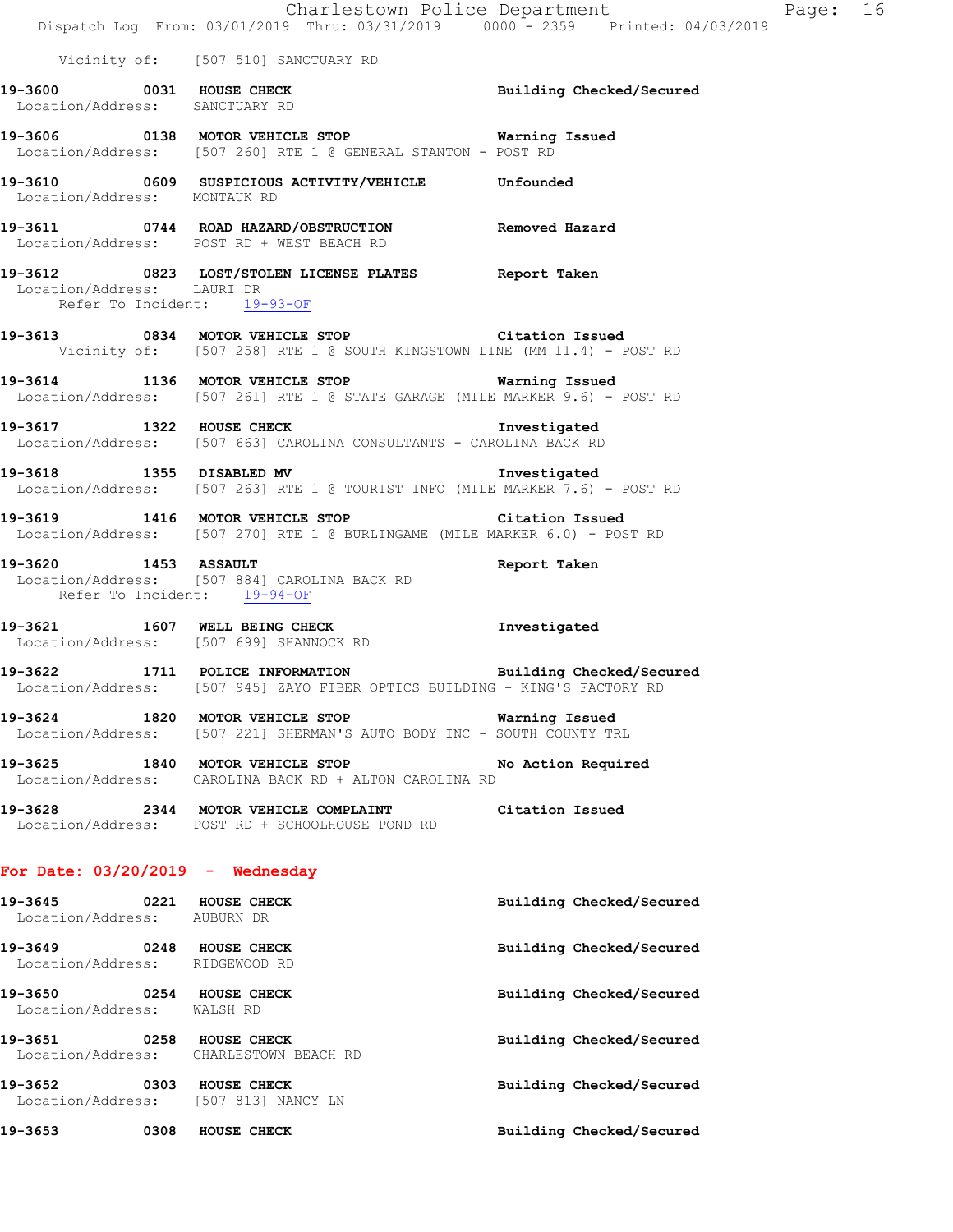Vicinity of: [507 510] SANCTUARY RD

**19-3600 0031 HOUSE CHECK** **Building Checked/Secured**
Location/Address: SANCTUARY RD

**19-3606 0138 MOTOR VEHICLE STOP** **Warning Issued**
Location/Address: [507 260] RTE 1 @ GENERAL STANTON - POST RD

**19-3610 0609 SUSPICIOUS ACTIVITY/VEHICLE** **Unfounded**
Location/Address: MONTAUK RD

**19-3611 0744 ROAD HAZARD/OBSTRUCTION** **Removed Hazard**
Location/Address: POST RD + WEST BEACH RD

**19-3612 0823 LOST/STOLEN LICENSE PLATES** **Report Taken**
Location/Address: LAURI DR
Refer To Incident: 19-93-OF

**19-3613 0834 MOTOR VEHICLE STOP** **Citation Issued**
Vicinity of: [507 258] RTE 1 @ SOUTH KINGSTOWN LINE (MM 11.4) - POST RD

**19-3614 1136 MOTOR VEHICLE STOP** **Warning Issued**
Location/Address: [507 261] RTE 1 @ STATE GARAGE (MILE MARKER 9.6) - POST RD

**19-3617 1322 HOUSE CHECK** **Investigated**
Location/Address: [507 663] CAROLINA CONSULTANTS - CAROLINA BACK RD

**19-3618 1355 DISABLED MV** **Investigated**
Location/Address: [507 263] RTE 1 @ TOURIST INFO (MILE MARKER 7.6) - POST RD

**19-3619 1416 MOTOR VEHICLE STOP** **Citation Issued**
Location/Address: [507 270] RTE 1 @ BURLINGAME (MILE MARKER 6.0) - POST RD

**19-3620 1453 ASSAULT** **Report Taken**
Location/Address: [507 884] CAROLINA BACK RD
Refer To Incident: 19-94-OF

**19-3621 1607 WELL BEING CHECK** **Investigated**
Location/Address: [507 699] SHANNOCK RD

**19-3622 1711 POLICE INFORMATION** **Building Checked/Secured**
Location/Address: [507 945] ZAYO FIBER OPTICS BUILDING - KING'S FACTORY RD

**19-3624 1820 MOTOR VEHICLE STOP** **Warning Issued**
Location/Address: [507 221] SHERMAN'S AUTO BODY INC - SOUTH COUNTY TRL

**19-3625 1840 MOTOR VEHICLE STOP** **No Action Required**
Location/Address: CAROLINA BACK RD + ALTON CAROLINA RD

**19-3628 2344 MOTOR VEHICLE COMPLAINT** **Citation Issued**
Location/Address: POST RD + SCHOOLHOUSE POND RD

## For Date: 03/20/2019 - Wednesday

**19-3645 0221 HOUSE CHECK** **Building Checked/Secured**
Location/Address: AUBURN DR

**19-3649 0248 HOUSE CHECK** **Building Checked/Secured**
Location/Address: RIDGEWOOD RD

**19-3650 0254 HOUSE CHECK** **Building Checked/Secured**
Location/Address: WALSH RD

**19-3651 0258 HOUSE CHECK** **Building Checked/Secured**
Location/Address: CHARLESTOWN BEACH RD

**19-3652 0303 HOUSE CHECK** **Building Checked/Secured**
Location/Address: [507 813] NANCY LN

**19-3653 0308 HOUSE CHECK** **Building Checked/Secured**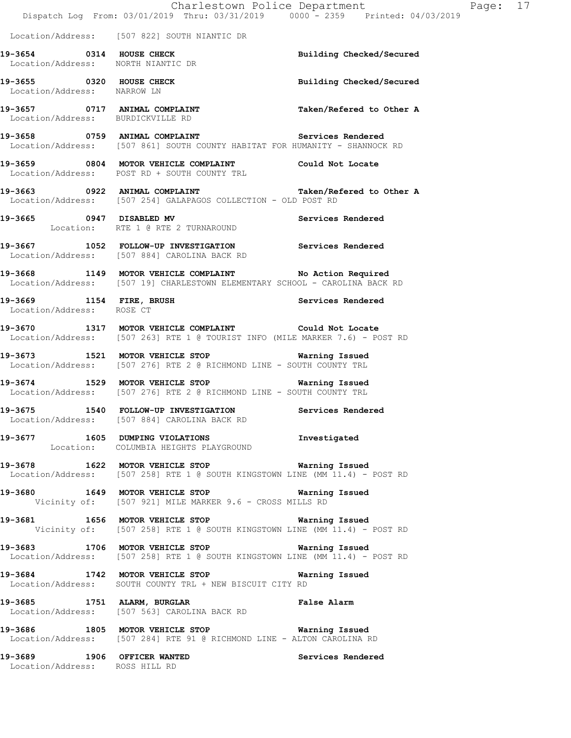Location/Address: [507 822] SOUTH NIANTIC DR

**19-3654 0314 HOUSE CHECK** **Building Checked/Secured**
Location/Address: NORTH NIANTIC DR

**19-3655 0320 HOUSE CHECK** **Building Checked/Secured**
Location/Address: NARROW LN

**19-3657 0717 ANIMAL COMPLAINT** **Taken/Refered to Other A**
Location/Address: BURDICKVILLE RD

**19-3658 0759 ANIMAL COMPLAINT** **Services Rendered**
Location/Address: [507 861] SOUTH COUNTY HABITAT FOR HUMANITY - SHANNOCK RD

**19-3659 0804 MOTOR VEHICLE COMPLAINT** **Could Not Locate**
Location/Address: POST RD + SOUTH COUNTY TRL

**19-3663 0922 ANIMAL COMPLAINT** **Taken/Refered to Other A**
Location/Address: [507 254] GALAPAGOS COLLECTION - OLD POST RD

**19-3665 0947 DISABLED MV** **Services Rendered**
Location: RTE 1 @ RTE 2 TURNAROUND

**19-3667 1052 FOLLOW-UP INVESTIGATION** **Services Rendered**
Location/Address: [507 884] CAROLINA BACK RD

**19-3668 1149 MOTOR VEHICLE COMPLAINT** **No Action Required**
Location/Address: [507 19] CHARLESTOWN ELEMENTARY SCHOOL - CAROLINA BACK RD

**19-3669 1154 FIRE, BRUSH** **Services Rendered**
Location/Address: ROSE CT

**19-3670 1317 MOTOR VEHICLE COMPLAINT** **Could Not Locate**
Location/Address: [507 263] RTE 1 @ TOURIST INFO (MILE MARKER 7.6) - POST RD

**19-3673 1521 MOTOR VEHICLE STOP** **Warning Issued**
Location/Address: [507 276] RTE 2 @ RICHMOND LINE - SOUTH COUNTY TRL

**19-3674 1529 MOTOR VEHICLE STOP** **Warning Issued**
Location/Address: [507 276] RTE 2 @ RICHMOND LINE - SOUTH COUNTY TRL

**19-3675 1540 FOLLOW-UP INVESTIGATION** **Services Rendered**
Location/Address: [507 884] CAROLINA BACK RD

**19-3677 1605 DUMPING VIOLATIONS** **Investigated**
Location: COLUMBIA HEIGHTS PLAYGROUND

**19-3678 1622 MOTOR VEHICLE STOP** **Warning Issued**
Location/Address: [507 258] RTE 1 @ SOUTH KINGSTOWN LINE (MM 11.4) - POST RD

**19-3680 1649 MOTOR VEHICLE STOP** **Warning Issued**
Vicinity of: [507 921] MILE MARKER 9.6 - CROSS MILLS RD

**19-3681 1656 MOTOR VEHICLE STOP** **Warning Issued**
Vicinity of: [507 258] RTE 1 @ SOUTH KINGSTOWN LINE (MM 11.4) - POST RD

**19-3683 1706 MOTOR VEHICLE STOP** **Warning Issued**
Location/Address: [507 258] RTE 1 @ SOUTH KINGSTOWN LINE (MM 11.4) - POST RD

**19-3684 1742 MOTOR VEHICLE STOP** **Warning Issued**
Location/Address: SOUTH COUNTY TRL + NEW BISCUIT CITY RD

**19-3685 1751 ALARM, BURGLAR** **False Alarm**
Location/Address: [507 563] CAROLINA BACK RD

**19-3686 1805 MOTOR VEHICLE STOP** **Warning Issued**
Location/Address: [507 284] RTE 91 @ RICHMOND LINE - ALTON CAROLINA RD

**19-3689 1906 OFFICER WANTED** **Services Rendered**
Location/Address: ROSS HILL RD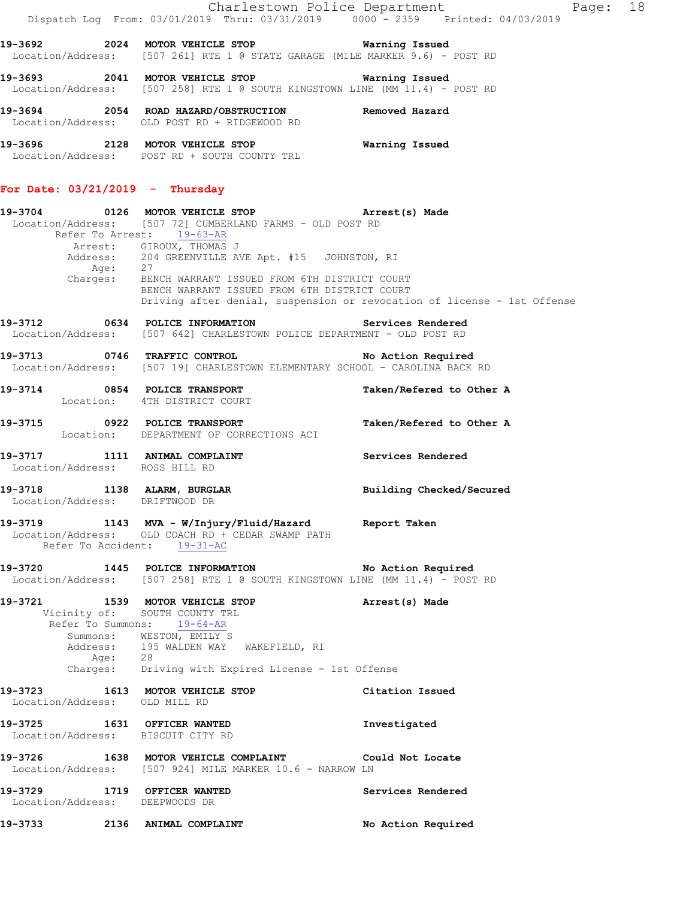19-3692 2024 MOTOR VEHICLE STOP Warning Issued
Location/Address: [507 261] RTE 1 @ STATE GARAGE (MILE MARKER 9.6) - POST RD

19-3693 2041 MOTOR VEHICLE STOP Warning Issued
Location/Address: [507 258] RTE 1 @ SOUTH KINGSTOWN LINE (MM 11.4) - POST RD

19-3694 2054 ROAD HAZARD/OBSTRUCTION Removed Hazard
Location/Address: OLD POST RD + RIDGEWOOD RD

19-3696 2128 MOTOR VEHICLE STOP Warning Issued
Location/Address: POST RD + SOUTH COUNTY TRL

## For Date: 03/21/2019 - Thursday

19-3704 0126 MOTOR VEHICLE STOP Arrest(s) Made
Location/Address: [507 72] CUMBERLAND FARMS - OLD POST RD
Refer To Arrest: 19-63-AR
Arrest: GIROUX, THOMAS J
Address: 204 GREENVILLE AVE Apt. #15 JOHNSTON, RI
Age: 27
Charges: BENCH WARRANT ISSUED FROM 6TH DISTRICT COURT
BENCH WARRANT ISSUED FROM 6TH DISTRICT COURT
Driving after denial, suspension or revocation of license - 1st Offense

19-3712 0634 POLICE INFORMATION Services Rendered
Location/Address: [507 642] CHARLESTOWN POLICE DEPARTMENT - OLD POST RD

19-3713 0746 TRAFFIC CONTROL No Action Required
Location/Address: [507 19] CHARLESTOWN ELEMENTARY SCHOOL - CAROLINA BACK RD

19-3714 0854 POLICE TRANSPORT Taken/Refered to Other A
Location: 4TH DISTRICT COURT

19-3715 0922 POLICE TRANSPORT Taken/Refered to Other A
Location: DEPARTMENT OF CORRECTIONS ACI

19-3717 1111 ANIMAL COMPLAINT Services Rendered
Location/Address: ROSS HILL RD

19-3718 1138 ALARM, BURGLAR Building Checked/Secured
Location/Address: DRIFTWOOD DR

19-3719 1143 MVA - W/Injury/Fluid/Hazard Report Taken
Location/Address: OLD COACH RD + CEDAR SWAMP PATH
Refer To Accident: 19-31-AC

19-3720 1445 POLICE INFORMATION No Action Required
Location/Address: [507 258] RTE 1 @ SOUTH KINGSTOWN LINE (MM 11.4) - POST RD

19-3721 1539 MOTOR VEHICLE STOP Arrest(s) Made
Vicinity of: SOUTH COUNTY TRL
Refer To Summons: 19-64-AR
Summons: WESTON, EMILY S
Address: 195 WALDEN WAY WAKEFIELD, RI
Age: 28
Charges: Driving with Expired License - 1st Offense

19-3723 1613 MOTOR VEHICLE STOP Citation Issued
Location/Address: OLD MILL RD

19-3725 1631 OFFICER WANTED Investigated
Location/Address: BISCUIT CITY RD

19-3726 1638 MOTOR VEHICLE COMPLAINT Could Not Locate
Location/Address: [507 924] MILE MARKER 10.6 - NARROW LN

19-3729 1719 OFFICER WANTED Services Rendered
Location/Address: DEEPWOODS DR

19-3733 2136 ANIMAL COMPLAINT No Action Required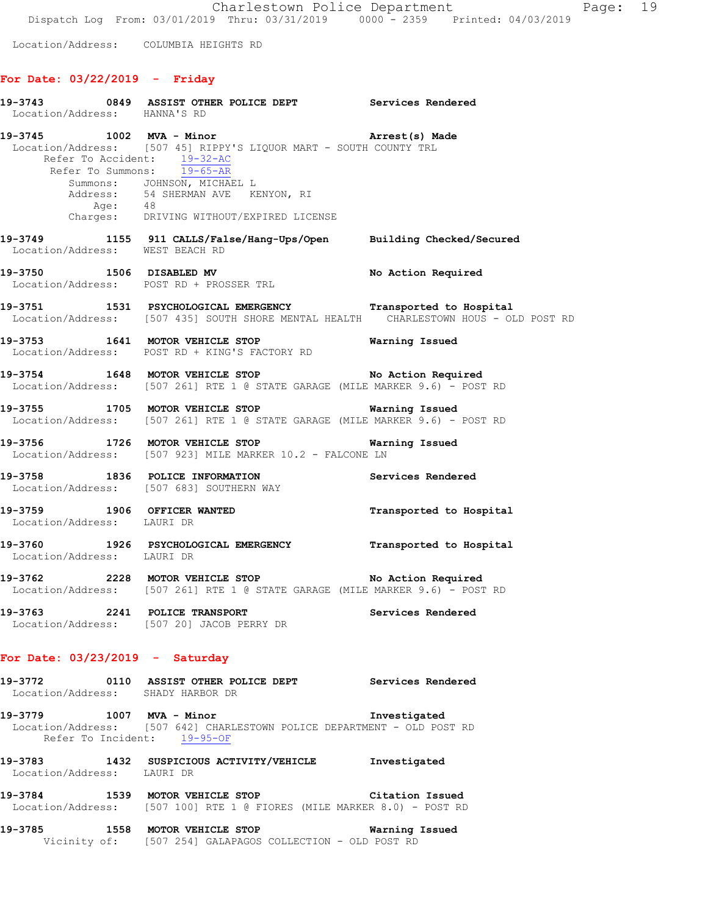Location/Address: COLUMBIA HEIGHTS RD

## For Date: 03/22/2019 - Friday

**19-3743 0849 ASSIST OTHER POLICE DEPT** — **Services Rendered**
Location/Address: HANNA'S RD

**19-3745 1002 MVA - Minor** — **Arrest(s) Made**
Location/Address: [507 45] RIPPY'S LIQUOR MART - SOUTH COUNTY TRL
Refer To Accident: 19-32-AC
Refer To Summons: 19-65-AR
Summons: JOHNSON, MICHAEL L
Address: 54 SHERMAN AVE KENYON, RI
Age: 48
Charges: DRIVING WITHOUT/EXPIRED LICENSE

**19-3749 1155 911 CALLS/False/Hang-Ups/Open** — **Building Checked/Secured**
Location/Address: WEST BEACH RD

**19-3750 1506 DISABLED MV** — **No Action Required**
Location/Address: POST RD + PROSSER TRL

**19-3751 1531 PSYCHOLOGICAL EMERGENCY** — **Transported to Hospital**
Location/Address: [507 435] SOUTH SHORE MENTAL HEALTH CHARLESTOWN HOUS - OLD POST RD

**19-3753 1641 MOTOR VEHICLE STOP** — **Warning Issued**
Location/Address: POST RD + KING'S FACTORY RD

**19-3754 1648 MOTOR VEHICLE STOP** — **No Action Required**
Location/Address: [507 261] RTE 1 @ STATE GARAGE (MILE MARKER 9.6) - POST RD

**19-3755 1705 MOTOR VEHICLE STOP** — **Warning Issued**
Location/Address: [507 261] RTE 1 @ STATE GARAGE (MILE MARKER 9.6) - POST RD

**19-3756 1726 MOTOR VEHICLE STOP** — **Warning Issued**
Location/Address: [507 923] MILE MARKER 10.2 - FALCONE LN

**19-3758 1836 POLICE INFORMATION** — **Services Rendered**
Location/Address: [507 683] SOUTHERN WAY

**19-3759 1906 OFFICER WANTED** — **Transported to Hospital**
Location/Address: LAURI DR

**19-3760 1926 PSYCHOLOGICAL EMERGENCY** — **Transported to Hospital**
Location/Address: LAURI DR

**19-3762 2228 MOTOR VEHICLE STOP** — **No Action Required**
Location/Address: [507 261] RTE 1 @ STATE GARAGE (MILE MARKER 9.6) - POST RD

**19-3763 2241 POLICE TRANSPORT** — **Services Rendered**
Location/Address: [507 20] JACOB PERRY DR

## For Date: 03/23/2019 - Saturday

**19-3772 0110 ASSIST OTHER POLICE DEPT** — **Services Rendered**
Location/Address: SHADY HARBOR DR

**19-3779 1007 MVA - Minor** — **Investigated**
Location/Address: [507 642] CHARLESTOWN POLICE DEPARTMENT - OLD POST RD
Refer To Incident: 19-95-OF

**19-3783 1432 SUSPICIOUS ACTIVITY/VEHICLE** — **Investigated**
Location/Address: LAURI DR

**19-3784 1539 MOTOR VEHICLE STOP** — **Citation Issued**
Location/Address: [507 100] RTE 1 @ FIORES (MILE MARKER 8.0) - POST RD

**19-3785 1558 MOTOR VEHICLE STOP** — **Warning Issued**
Vicinity of: [507 254] GALAPAGOS COLLECTION - OLD POST RD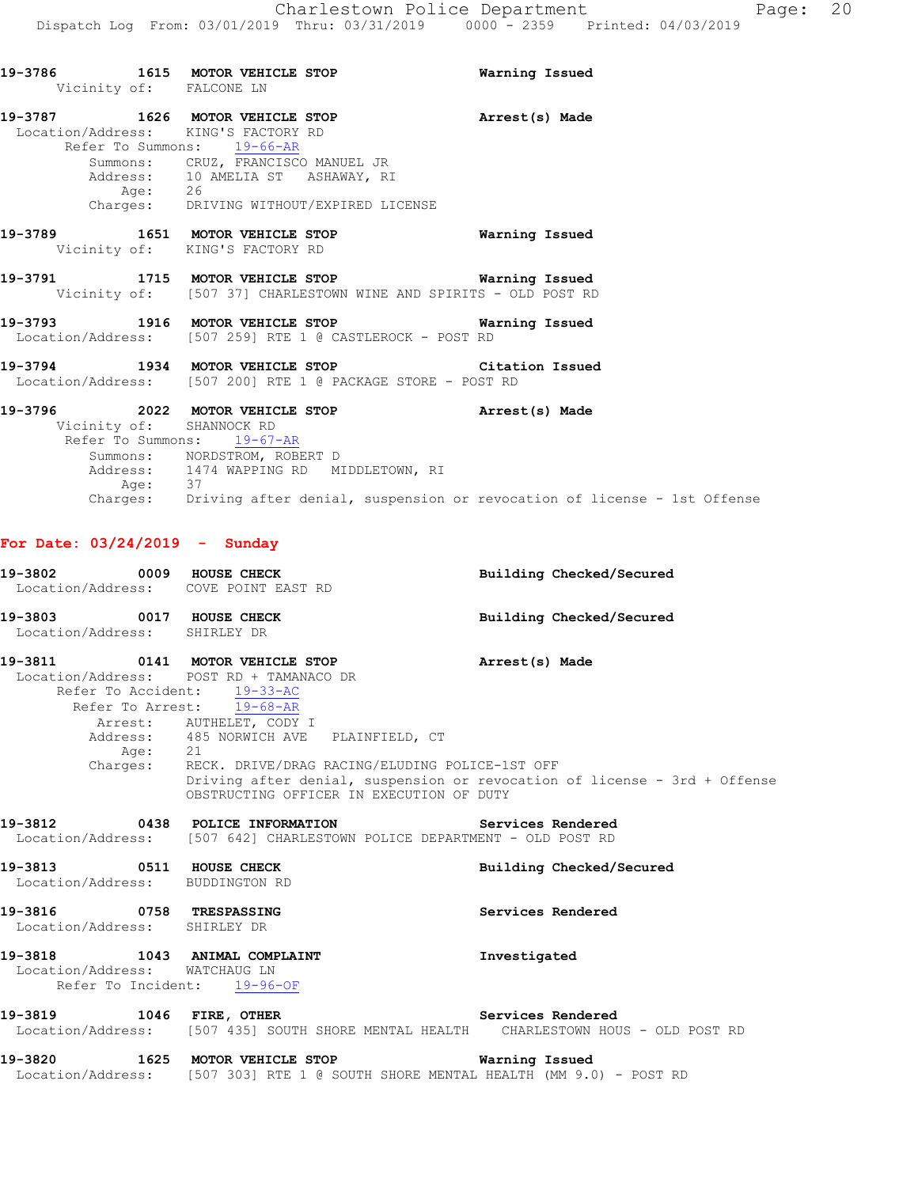19-3786 1615 **MOTOR VEHICLE STOP** **Warning Issued**
Vicinity of: FALCONE LN

19-3787 1626 **MOTOR VEHICLE STOP** **Arrest(s) Made**
Location/Address: KING'S FACTORY RD
Refer To Summons: 19-66-AR
Summons: CRUZ, FRANCISCO MANUEL JR
Address: 10 AMELIA ST ASHAWAY, RI
Age: 26
Charges: DRIVING WITHOUT/EXPIRED LICENSE

19-3789 1651 **MOTOR VEHICLE STOP** **Warning Issued**
Vicinity of: KING'S FACTORY RD

19-3791 1715 **MOTOR VEHICLE STOP** **Warning Issued**
Vicinity of: [507 37] CHARLESTOWN WINE AND SPIRITS - OLD POST RD

19-3793 1916 **MOTOR VEHICLE STOP** **Warning Issued**
Location/Address: [507 259] RTE 1 @ CASTLEROCK - POST RD

19-3794 1934 **MOTOR VEHICLE STOP** **Citation Issued**
Location/Address: [507 200] RTE 1 @ PACKAGE STORE - POST RD

19-3796 2022 **MOTOR VEHICLE STOP** **Arrest(s) Made**
Vicinity of: SHANNOCK RD
Refer To Summons: 19-67-AR
Summons: NORDSTROM, ROBERT D
Address: 1474 WAPPING RD MIDDLETOWN, RI
Age: 37
Charges: Driving after denial, suspension or revocation of license - 1st Offense

## For Date: 03/24/2019 - Sunday

19-3802 0009 **HOUSE CHECK** **Building Checked/Secured**
Location/Address: COVE POINT EAST RD

19-3803 0017 **HOUSE CHECK** **Building Checked/Secured**
Location/Address: SHIRLEY DR

19-3811 0141 **MOTOR VEHICLE STOP** **Arrest(s) Made**
Location/Address: POST RD + TAMANACO DR
Refer To Accident: 19-33-AC
Refer To Arrest: 19-68-AR
Arrest: AUTHELET, CODY I
Address: 485 NORWICH AVE PLAINFIELD, CT
Age: 21
Charges: RECK. DRIVE/DRAG RACING/ELUDING POLICE-1ST OFF
Driving after denial, suspension or revocation of license - 3rd + Offense
OBSTRUCTING OFFICER IN EXECUTION OF DUTY

19-3812 0438 **POLICE INFORMATION** **Services Rendered**
Location/Address: [507 642] CHARLESTOWN POLICE DEPARTMENT - OLD POST RD

19-3813 0511 **HOUSE CHECK** **Building Checked/Secured**
Location/Address: BUDDINGTON RD

19-3816 0758 **TRESPASSING** **Services Rendered**
Location/Address: SHIRLEY DR

19-3818 1043 **ANIMAL COMPLAINT** **Investigated**
Location/Address: WATCHAUG LN
Refer To Incident: 19-96-OF

19-3819 1046 **FIRE, OTHER** **Services Rendered**
Location/Address: [507 435] SOUTH SHORE MENTAL HEALTH CHARLESTOWN HOUS - OLD POST RD

19-3820 1625 **MOTOR VEHICLE STOP** **Warning Issued**
Location/Address: [507 303] RTE 1 @ SOUTH SHORE MENTAL HEALTH (MM 9.0) - POST RD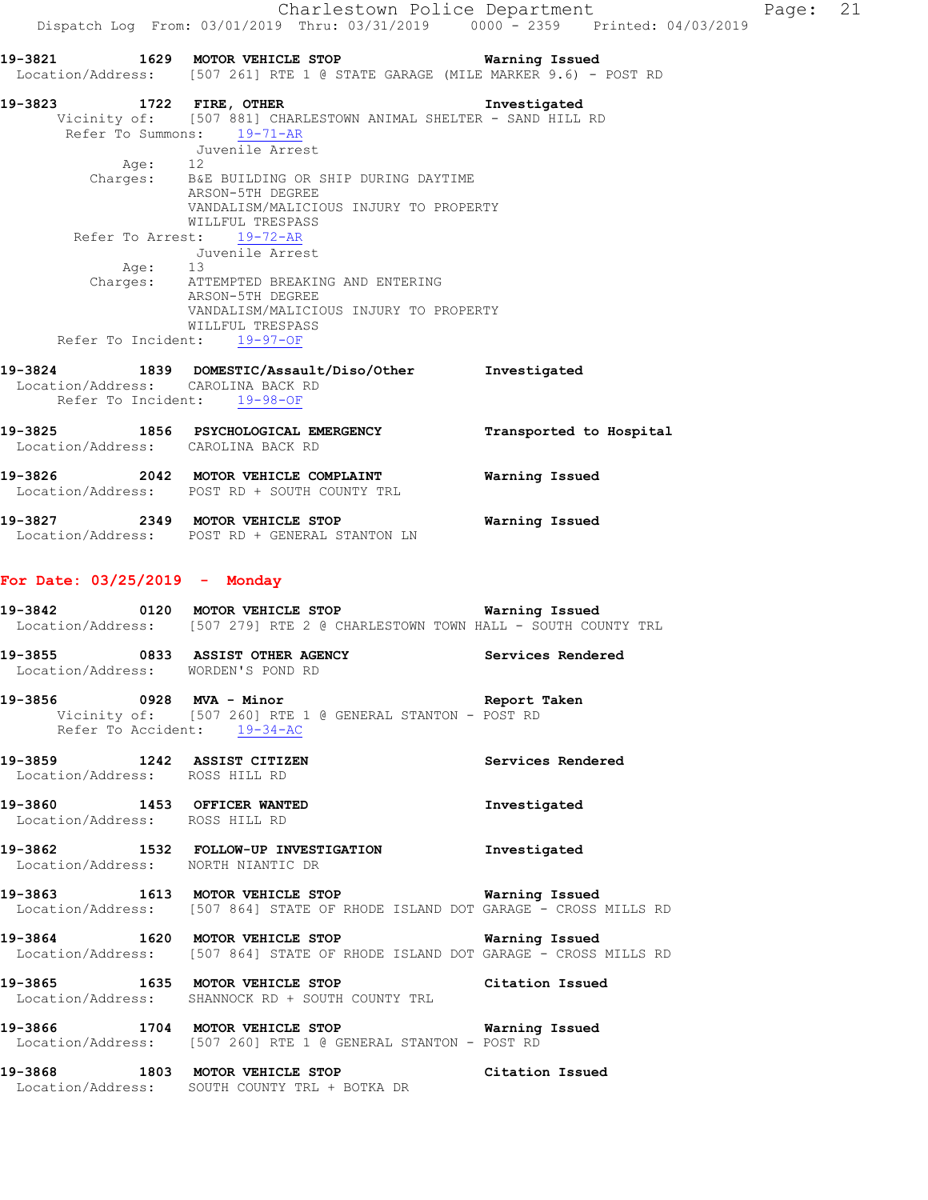**19-3821 1629 MOTOR VEHICLE STOP Warning Issued**
Location/Address: [507 261] RTE 1 @ STATE GARAGE (MILE MARKER 9.6) - POST RD

**19-3823 1722 FIRE, OTHER Investigated**
Vicinity of: [507 881] CHARLESTOWN ANIMAL SHELTER - SAND HILL RD
Refer To Summons: 19-71-AR
Juvenile Arrest
Age: 12
Charges: B&E BUILDING OR SHIP DURING DAYTIME
ARSON-5TH DEGREE
VANDALISM/MALICIOUS INJURY TO PROPERTY
WILLFUL TRESPASS
Refer To Arrest: 19-72-AR
Juvenile Arrest
Age: 13
Charges: ATTEMPTED BREAKING AND ENTERING
ARSON-5TH DEGREE
VANDALISM/MALICIOUS INJURY TO PROPERTY
WILLFUL TRESPASS
Refer To Incident: 19-97-OF

**19-3824 1839 DOMESTIC/Assault/Diso/Other Investigated**
Location/Address: CAROLINA BACK RD
Refer To Incident: 19-98-OF

**19-3825 1856 PSYCHOLOGICAL EMERGENCY Transported to Hospital**
Location/Address: CAROLINA BACK RD

**19-3826 2042 MOTOR VEHICLE COMPLAINT Warning Issued**
Location/Address: POST RD + SOUTH COUNTY TRL

**19-3827 2349 MOTOR VEHICLE STOP Warning Issued**
Location/Address: POST RD + GENERAL STANTON LN

## For Date: 03/25/2019 - Monday

**19-3842 0120 MOTOR VEHICLE STOP Warning Issued**
Location/Address: [507 279] RTE 2 @ CHARLESTOWN TOWN HALL - SOUTH COUNTY TRL

**19-3855 0833 ASSIST OTHER AGENCY Services Rendered**
Location/Address: WORDEN'S POND RD

**19-3856 0928 MVA - Minor Report Taken**
Vicinity of: [507 260] RTE 1 @ GENERAL STANTON - POST RD
Refer To Accident: 19-34-AC

**19-3859 1242 ASSIST CITIZEN Services Rendered**
Location/Address: ROSS HILL RD

**19-3860 1453 OFFICER WANTED Investigated**
Location/Address: ROSS HILL RD

**19-3862 1532 FOLLOW-UP INVESTIGATION Investigated**
Location/Address: NORTH NIANTIC DR

**19-3863 1613 MOTOR VEHICLE STOP Warning Issued**
Location/Address: [507 864] STATE OF RHODE ISLAND DOT GARAGE - CROSS MILLS RD

**19-3864 1620 MOTOR VEHICLE STOP Warning Issued**
Location/Address: [507 864] STATE OF RHODE ISLAND DOT GARAGE - CROSS MILLS RD

**19-3865 1635 MOTOR VEHICLE STOP Citation Issued**
Location/Address: SHANNOCK RD + SOUTH COUNTY TRL

**19-3866 1704 MOTOR VEHICLE STOP Warning Issued**
Location/Address: [507 260] RTE 1 @ GENERAL STANTON - POST RD

**19-3868 1803 MOTOR VEHICLE STOP Citation Issued**
Location/Address: SOUTH COUNTY TRL + BOTKA DR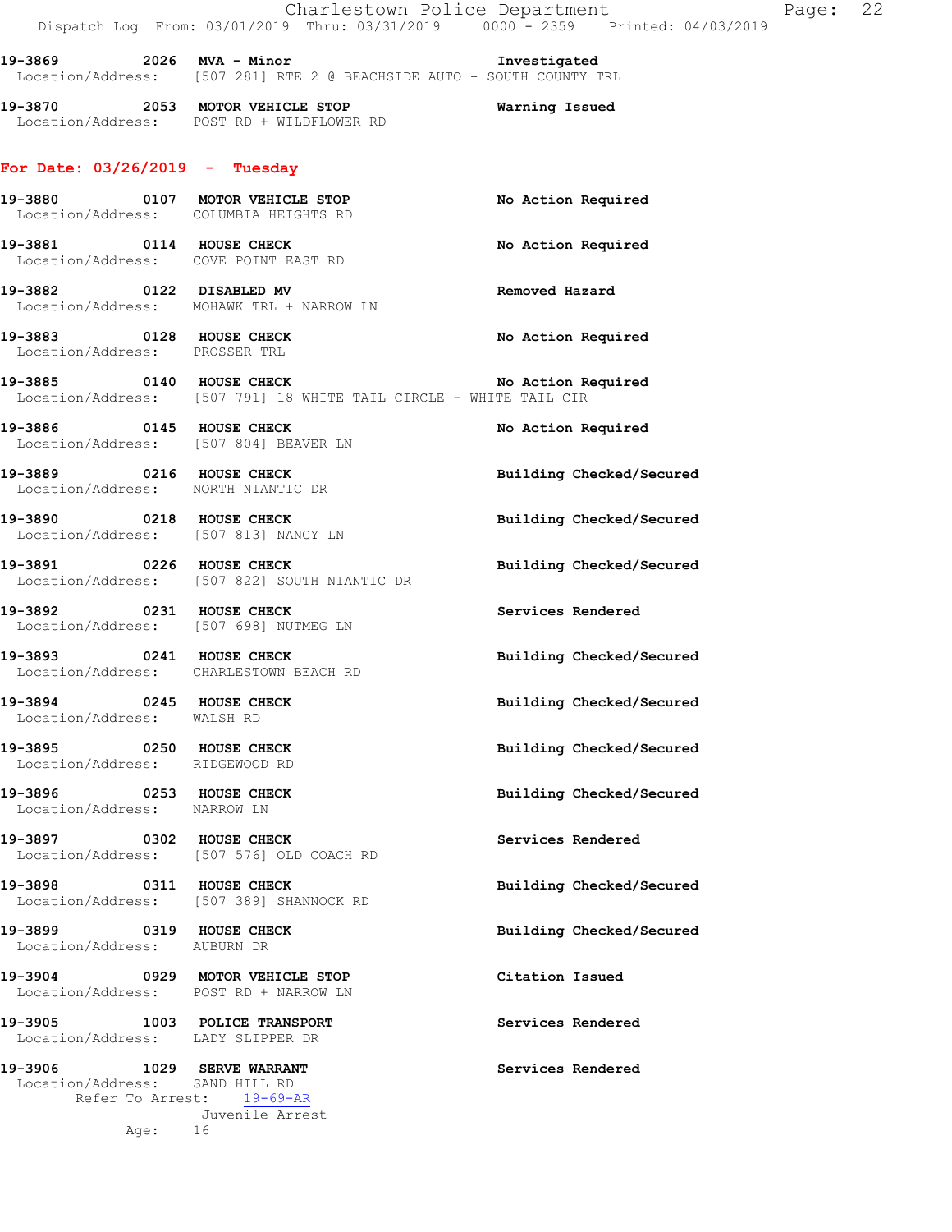19-3869 2026 MVA - Minor Investigated
Location/Address: [507 281] RTE 2 @ BEACHSIDE AUTO - SOUTH COUNTY TRL

19-3870 2053 MOTOR VEHICLE STOP Warning Issued
Location/Address: POST RD + WILDFLOWER RD

## For Date: 03/26/2019 - Tuesday

19-3880 0107 MOTOR VEHICLE STOP No Action Required
Location/Address: COLUMBIA HEIGHTS RD

19-3881 0114 HOUSE CHECK No Action Required
Location/Address: COVE POINT EAST RD

19-3882 0122 DISABLED MV Removed Hazard
Location/Address: MOHAWK TRL + NARROW LN

19-3883 0128 HOUSE CHECK No Action Required
Location/Address: PROSSER TRL

19-3885 0140 HOUSE CHECK No Action Required
Location/Address: [507 791] 18 WHITE TAIL CIRCLE - WHITE TAIL CIR

19-3886 0145 HOUSE CHECK No Action Required
Location/Address: [507 804] BEAVER LN

19-3889 0216 HOUSE CHECK Building Checked/Secured
Location/Address: NORTH NIANTIC DR

19-3890 0218 HOUSE CHECK Building Checked/Secured
Location/Address: [507 813] NANCY LN

19-3891 0226 HOUSE CHECK Building Checked/Secured
Location/Address: [507 822] SOUTH NIANTIC DR

19-3892 0231 HOUSE CHECK Services Rendered
Location/Address: [507 698] NUTMEG LN

19-3893 0241 HOUSE CHECK Building Checked/Secured
Location/Address: CHARLESTOWN BEACH RD

19-3894 0245 HOUSE CHECK Building Checked/Secured
Location/Address: WALSH RD

19-3895 0250 HOUSE CHECK Building Checked/Secured
Location/Address: RIDGEWOOD RD

19-3896 0253 HOUSE CHECK Building Checked/Secured
Location/Address: NARROW LN

19-3897 0302 HOUSE CHECK Services Rendered
Location/Address: [507 576] OLD COACH RD

19-3898 0311 HOUSE CHECK Building Checked/Secured
Location/Address: [507 389] SHANNOCK RD

19-3899 0319 HOUSE CHECK Building Checked/Secured
Location/Address: AUBURN DR

19-3904 0929 MOTOR VEHICLE STOP Citation Issued
Location/Address: POST RD + NARROW LN

19-3905 1003 POLICE TRANSPORT Services Rendered
Location/Address: LADY SLIPPER DR

19-3906 1029 SERVE WARRANT Services Rendered
Location/Address: SAND HILL RD
Refer To Arrest: 19-69-AR
Juvenile Arrest
Age: 16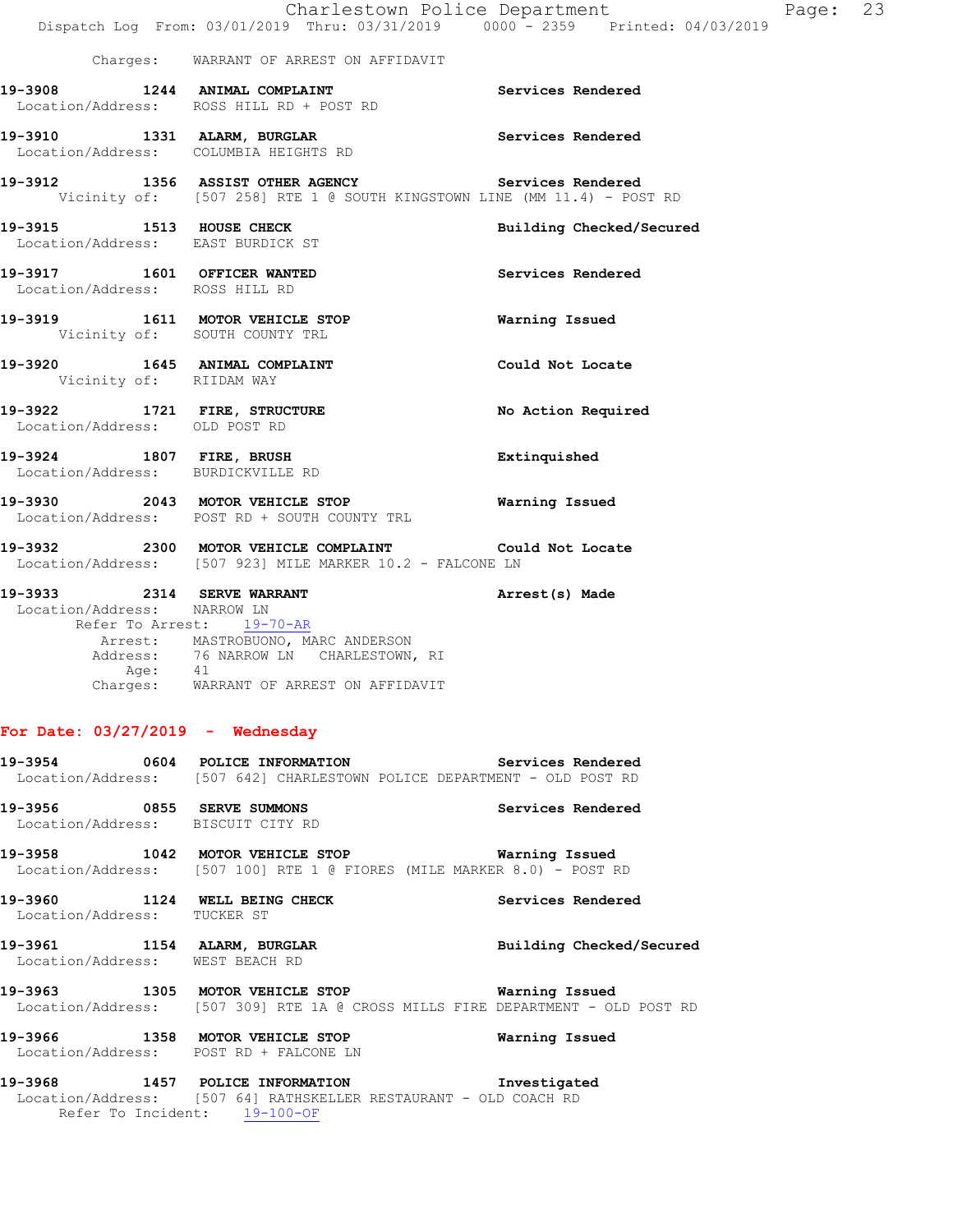Charges: WARRANT OF ARREST ON AFFIDAVIT

**19-3908 1244 ANIMAL COMPLAINT** **Services Rendered**
Location/Address: ROSS HILL RD + POST RD

**19-3910 1331 ALARM, BURGLAR** **Services Rendered**
Location/Address: COLUMBIA HEIGHTS RD

**19-3912 1356 ASSIST OTHER AGENCY** **Services Rendered**
Vicinity of: [507 258] RTE 1 @ SOUTH KINGSTOWN LINE (MM 11.4) - POST RD

**19-3915 1513 HOUSE CHECK** **Building Checked/Secured**
Location/Address: EAST BURDICK ST

**19-3917 1601 OFFICER WANTED** **Services Rendered**
Location/Address: ROSS HILL RD

**19-3919 1611 MOTOR VEHICLE STOP** **Warning Issued**
Vicinity of: SOUTH COUNTY TRL

**19-3920 1645 ANIMAL COMPLAINT** **Could Not Locate**
Vicinity of: RIIDAM WAY

**19-3922 1721 FIRE, STRUCTURE** **No Action Required**
Location/Address: OLD POST RD

**19-3924 1807 FIRE, BRUSH** **Extinquished**
Location/Address: BURDICKVILLE RD

**19-3930 2043 MOTOR VEHICLE STOP** **Warning Issued**
Location/Address: POST RD + SOUTH COUNTY TRL

**19-3932 2300 MOTOR VEHICLE COMPLAINT** **Could Not Locate**
Location/Address: [507 923] MILE MARKER 10.2 - FALCONE LN

**19-3933 2314 SERVE WARRANT** **Arrest(s) Made**
Location/Address: NARROW LN
Refer To Arrest: 19-70-AR
Arrest: MASTROBUONO, MARC ANDERSON
Address: 76 NARROW LN CHARLESTOWN, RI
Age: 41
Charges: WARRANT OF ARREST ON AFFIDAVIT

## For Date: 03/27/2019 - Wednesday

**19-3954 0604 POLICE INFORMATION** **Services Rendered**
Location/Address: [507 642] CHARLESTOWN POLICE DEPARTMENT - OLD POST RD

**19-3956 0855 SERVE SUMMONS** **Services Rendered**
Location/Address: BISCUIT CITY RD

**19-3958 1042 MOTOR VEHICLE STOP** **Warning Issued**
Location/Address: [507 100] RTE 1 @ FIORES (MILE MARKER 8.0) - POST RD

**19-3960 1124 WELL BEING CHECK** **Services Rendered**
Location/Address: TUCKER ST

**19-3961 1154 ALARM, BURGLAR** **Building Checked/Secured**
Location/Address: WEST BEACH RD

**19-3963 1305 MOTOR VEHICLE STOP** **Warning Issued**
Location/Address: [507 309] RTE 1A @ CROSS MILLS FIRE DEPARTMENT - OLD POST RD

**19-3966 1358 MOTOR VEHICLE STOP** **Warning Issued**
Location/Address: POST RD + FALCONE LN

**19-3968 1457 POLICE INFORMATION** **Investigated**
Location/Address: [507 64] RATHSKELLER RESTAURANT - OLD COACH RD
Refer To Incident: 19-100-OF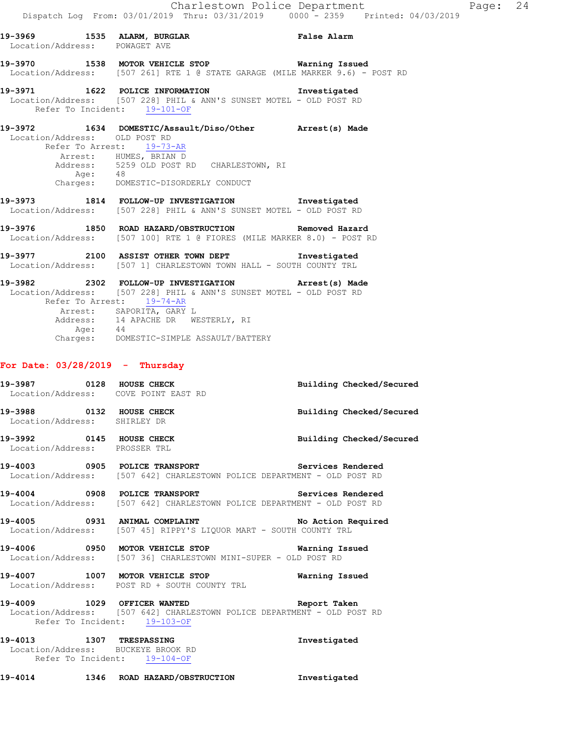19-3969 1535 ALARM, BURGLAR False Alarm
Location/Address: POWAGET AVE

19-3970 1538 MOTOR VEHICLE STOP Warning Issued
Location/Address: [507 261] RTE 1 @ STATE GARAGE (MILE MARKER 9.6) - POST RD

19-3971 1622 POLICE INFORMATION Investigated
Location/Address: [507 228] PHIL & ANN'S SUNSET MOTEL - OLD POST RD
Refer To Incident: 19-101-OF

19-3972 1634 DOMESTIC/Assault/Diso/Other Arrest(s) Made
Location/Address: OLD POST RD
Refer To Arrest: 19-73-AR
Arrest: HUMES, BRIAN D
Address: 5259 OLD POST RD CHARLESTOWN, RI
Age: 48
Charges: DOMESTIC-DISORDERLY CONDUCT

19-3973 1814 FOLLOW-UP INVESTIGATION Investigated
Location/Address: [507 228] PHIL & ANN'S SUNSET MOTEL - OLD POST RD

19-3976 1850 ROAD HAZARD/OBSTRUCTION Removed Hazard
Location/Address: [507 100] RTE 1 @ FIORES (MILE MARKER 8.0) - POST RD

19-3977 2100 ASSIST OTHER TOWN DEPT Investigated
Location/Address: [507 1] CHARLESTOWN TOWN HALL - SOUTH COUNTY TRL

19-3982 2302 FOLLOW-UP INVESTIGATION Arrest(s) Made
Location/Address: [507 228] PHIL & ANN'S SUNSET MOTEL - OLD POST RD
Refer To Arrest: 19-74-AR
Arrest: SAPORITA, GARY L
Address: 14 APACHE DR WESTERLY, RI
Age: 44
Charges: DOMESTIC-SIMPLE ASSAULT/BATTERY

## For Date: 03/28/2019 - Thursday

19-3987 0128 HOUSE CHECK Building Checked/Secured
Location/Address: COVE POINT EAST RD

19-3988 0132 HOUSE CHECK Building Checked/Secured
Location/Address: SHIRLEY DR

19-3992 0145 HOUSE CHECK Building Checked/Secured
Location/Address: PROSSER TRL

19-4003 0905 POLICE TRANSPORT Services Rendered
Location/Address: [507 642] CHARLESTOWN POLICE DEPARTMENT - OLD POST RD

19-4004 0908 POLICE TRANSPORT Services Rendered
Location/Address: [507 642] CHARLESTOWN POLICE DEPARTMENT - OLD POST RD

19-4005 0931 ANIMAL COMPLAINT No Action Required
Location/Address: [507 45] RIPPY'S LIQUOR MART - SOUTH COUNTY TRL

19-4006 0950 MOTOR VEHICLE STOP Warning Issued
Location/Address: [507 36] CHARLESTOWN MINI-SUPER - OLD POST RD

19-4007 1007 MOTOR VEHICLE STOP Warning Issued
Location/Address: POST RD + SOUTH COUNTY TRL

19-4009 1029 OFFICER WANTED Report Taken
Location/Address: [507 642] CHARLESTOWN POLICE DEPARTMENT - OLD POST RD
Refer To Incident: 19-103-OF

19-4013 1307 TRESPASSING Investigated
Location/Address: BUCKEYE BROOK RD
Refer To Incident: 19-104-OF

19-4014 1346 ROAD HAZARD/OBSTRUCTION Investigated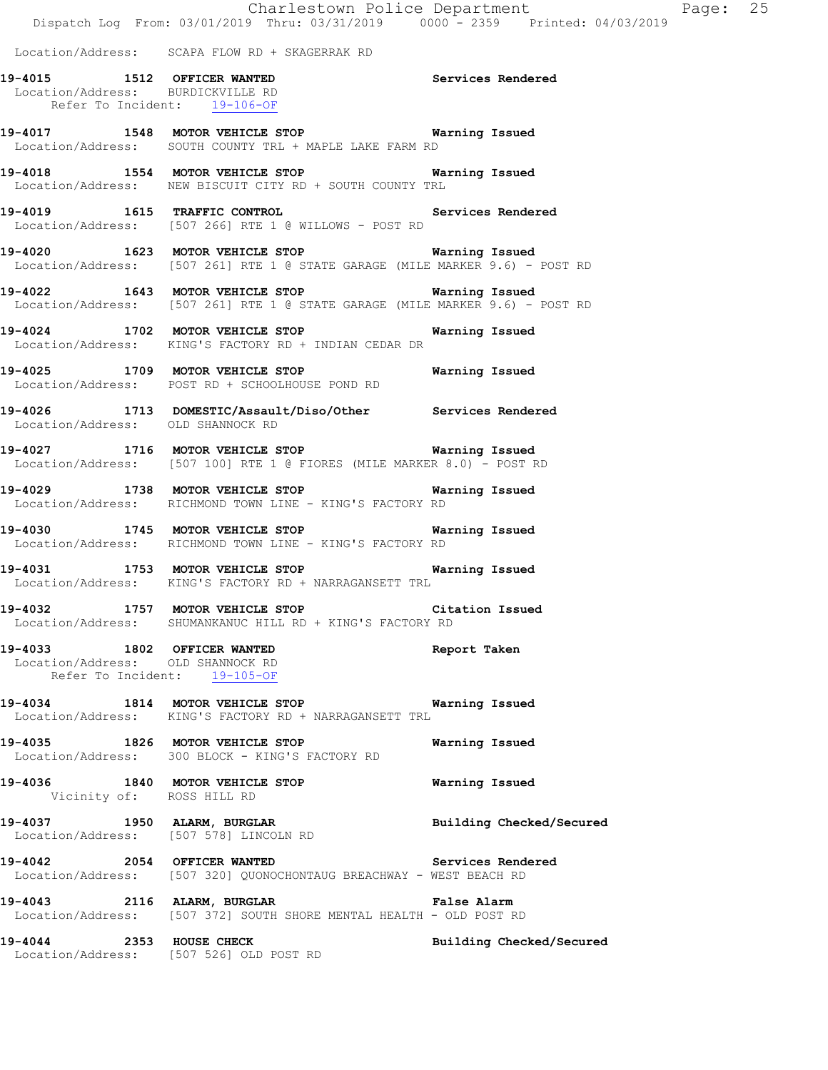Location/Address: SCAPA FLOW RD + SKAGERRAK RD

**19-4015 1512 OFFICER WANTED** **Services Rendered**
Location/Address: BURDICKVILLE RD
Refer To Incident: 19-106-OF

**19-4017 1548 MOTOR VEHICLE STOP** **Warning Issued**
Location/Address: SOUTH COUNTY TRL + MAPLE LAKE FARM RD

**19-4018 1554 MOTOR VEHICLE STOP** **Warning Issued**
Location/Address: NEW BISCUIT CITY RD + SOUTH COUNTY TRL

**19-4019 1615 TRAFFIC CONTROL** **Services Rendered**
Location/Address: [507 266] RTE 1 @ WILLOWS - POST RD

**19-4020 1623 MOTOR VEHICLE STOP** **Warning Issued**
Location/Address: [507 261] RTE 1 @ STATE GARAGE (MILE MARKER 9.6) - POST RD

**19-4022 1643 MOTOR VEHICLE STOP** **Warning Issued**
Location/Address: [507 261] RTE 1 @ STATE GARAGE (MILE MARKER 9.6) - POST RD

**19-4024 1702 MOTOR VEHICLE STOP** **Warning Issued**
Location/Address: KING'S FACTORY RD + INDIAN CEDAR DR

**19-4025 1709 MOTOR VEHICLE STOP** **Warning Issued**
Location/Address: POST RD + SCHOOLHOUSE POND RD

**19-4026 1713 DOMESTIC/Assault/Diso/Other** **Services Rendered**
Location/Address: OLD SHANNOCK RD

**19-4027 1716 MOTOR VEHICLE STOP** **Warning Issued**
Location/Address: [507 100] RTE 1 @ FIORES (MILE MARKER 8.0) - POST RD

**19-4029 1738 MOTOR VEHICLE STOP** **Warning Issued**
Location/Address: RICHMOND TOWN LINE - KING'S FACTORY RD

**19-4030 1745 MOTOR VEHICLE STOP** **Warning Issued**
Location/Address: RICHMOND TOWN LINE - KING'S FACTORY RD

**19-4031 1753 MOTOR VEHICLE STOP** **Warning Issued**
Location/Address: KING'S FACTORY RD + NARRAGANSETT TRL

**19-4032 1757 MOTOR VEHICLE STOP** **Citation Issued**
Location/Address: SHUMANKANUC HILL RD + KING'S FACTORY RD

**19-4033 1802 OFFICER WANTED** **Report Taken**
Location/Address: OLD SHANNOCK RD
Refer To Incident: 19-105-OF

**19-4034 1814 MOTOR VEHICLE STOP** **Warning Issued**
Location/Address: KING'S FACTORY RD + NARRAGANSETT TRL

**19-4035 1826 MOTOR VEHICLE STOP** **Warning Issued**
Location/Address: 300 BLOCK - KING'S FACTORY RD

**19-4036 1840 MOTOR VEHICLE STOP** **Warning Issued**
Vicinity of: ROSS HILL RD

**19-4037 1950 ALARM, BURGLAR** **Building Checked/Secured**
Location/Address: [507 578] LINCOLN RD

**19-4042 2054 OFFICER WANTED** **Services Rendered**
Location/Address: [507 320] QUONOCHONTAUG BREACHWAY - WEST BEACH RD

**19-4043 2116 ALARM, BURGLAR** **False Alarm**
Location/Address: [507 372] SOUTH SHORE MENTAL HEALTH - OLD POST RD

**19-4044 2353 HOUSE CHECK** **Building Checked/Secured**
Location/Address: [507 526] OLD POST RD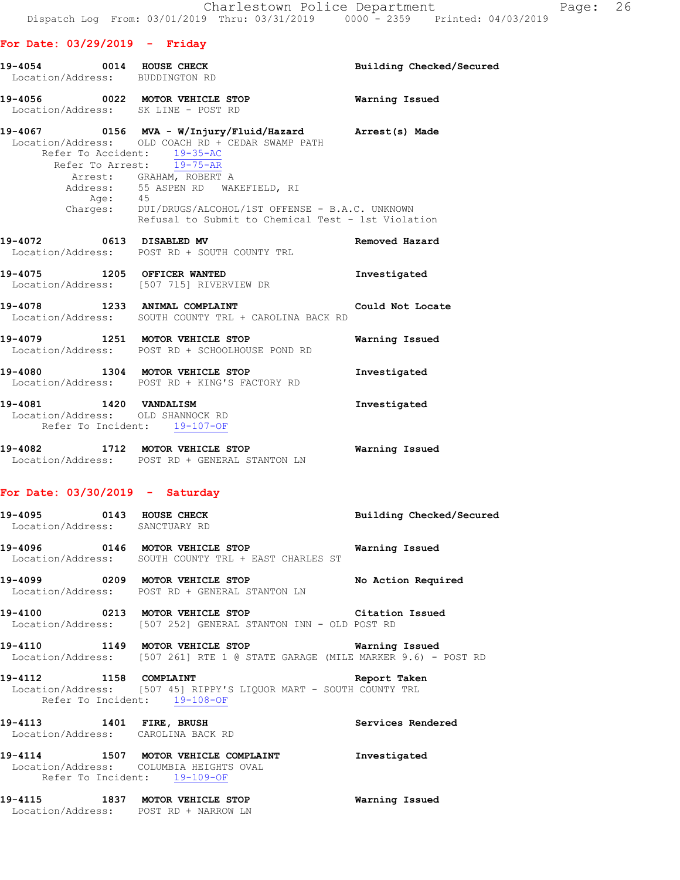## For Date: 03/29/2019 - Friday

**19-4054 0014 HOUSE CHECK** — Building Checked/Secured
Location/Address: BUDDINGTON RD

**19-4056 0022 MOTOR VEHICLE STOP** — Warning Issued
Location/Address: SK LINE - POST RD

**19-4067 0156 MVA - W/Injury/Fluid/Hazard** — Arrest(s) Made
Location/Address: OLD COACH RD + CEDAR SWAMP PATH
Refer To Accident: 19-35-AC
Refer To Arrest: 19-75-AR
Arrest: GRAHAM, ROBERT A
Address: 55 ASPEN RD WAKEFIELD, RI
Age: 45
Charges: DUI/DRUGS/ALCOHOL/1ST OFFENSE - B.A.C. UNKNOWN
Refusal to Submit to Chemical Test - 1st Violation

**19-4072 0613 DISABLED MV** — Removed Hazard
Location/Address: POST RD + SOUTH COUNTY TRL

**19-4075 1205 OFFICER WANTED** — Investigated
Location/Address: [507 715] RIVERVIEW DR

**19-4078 1233 ANIMAL COMPLAINT** — Could Not Locate
Location/Address: SOUTH COUNTY TRL + CAROLINA BACK RD

**19-4079 1251 MOTOR VEHICLE STOP** — Warning Issued
Location/Address: POST RD + SCHOOLHOUSE POND RD

**19-4080 1304 MOTOR VEHICLE STOP** — Investigated
Location/Address: POST RD + KING'S FACTORY RD

**19-4081 1420 VANDALISM** — Investigated
Location/Address: OLD SHANNOCK RD
Refer To Incident: 19-107-OF

**19-4082 1712 MOTOR VEHICLE STOP** — Warning Issued
Location/Address: POST RD + GENERAL STANTON LN

## For Date: 03/30/2019 - Saturday

**19-4095 0143 HOUSE CHECK** — Building Checked/Secured
Location/Address: SANCTUARY RD

**19-4096 0146 MOTOR VEHICLE STOP** — Warning Issued
Location/Address: SOUTH COUNTY TRL + EAST CHARLES ST

**19-4099 0209 MOTOR VEHICLE STOP** — No Action Required
Location/Address: POST RD + GENERAL STANTON LN

**19-4100 0213 MOTOR VEHICLE STOP** — Citation Issued
Location/Address: [507 252] GENERAL STANTON INN - OLD POST RD

**19-4110 1149 MOTOR VEHICLE STOP** — Warning Issued
Location/Address: [507 261] RTE 1 @ STATE GARAGE (MILE MARKER 9.6) - POST RD

**19-4112 1158 COMPLAINT** — Report Taken
Location/Address: [507 45] RIPPY'S LIQUOR MART - SOUTH COUNTY TRL
Refer To Incident: 19-108-OF

**19-4113 1401 FIRE, BRUSH** — Services Rendered
Location/Address: CAROLINA BACK RD

**19-4114 1507 MOTOR VEHICLE COMPLAINT** — Investigated
Location/Address: COLUMBIA HEIGHTS OVAL
Refer To Incident: 19-109-OF

**19-4115 1837 MOTOR VEHICLE STOP** — Warning Issued
Location/Address: POST RD + NARROW LN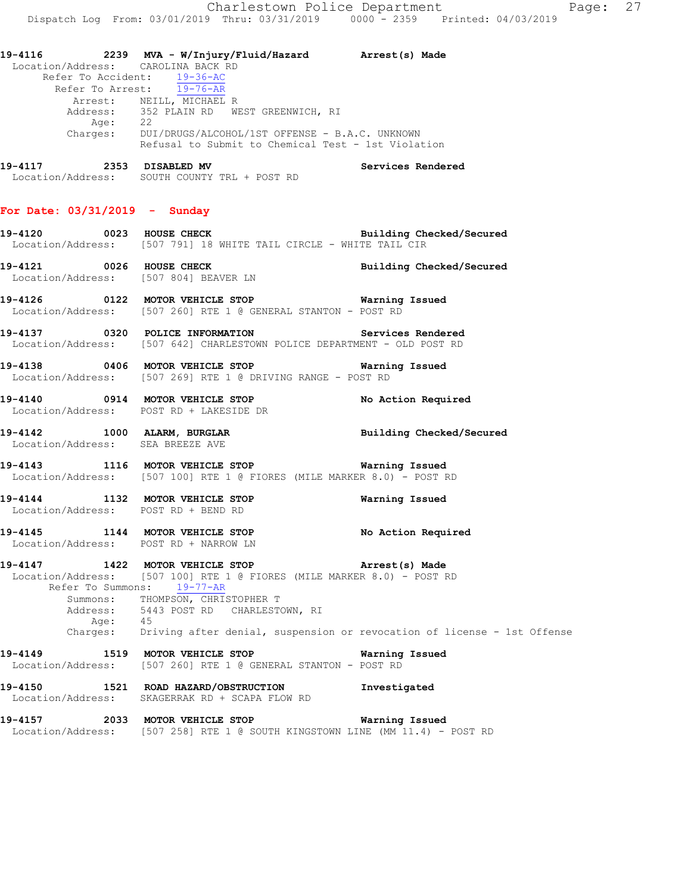19-4116 2239 **MVA - W/Injury/Fluid/Hazard** **Arrest(s) Made**
Location/Address: CAROLINA BACK RD
Refer To Accident: 19-36-AC
Refer To Arrest: 19-76-AR
Arrest: NEILL, MICHAEL R
Address: 352 PLAIN RD WEST GREENWICH, RI
Age: 22
Charges: DUI/DRUGS/ALCOHOL/1ST OFFENSE - B.A.C. UNKNOWN
Refusal to Submit to Chemical Test - 1st Violation

19-4117 2353 **DISABLED MV** **Services Rendered**
Location/Address: SOUTH COUNTY TRL + POST RD

**For Date: 03/31/2019 - Sunday**

19-4120 0023 **HOUSE CHECK** **Building Checked/Secured**
Location/Address: [507 791] 18 WHITE TAIL CIRCLE - WHITE TAIL CIR

19-4121 0026 **HOUSE CHECK** **Building Checked/Secured**
Location/Address: [507 804] BEAVER LN

19-4126 0122 **MOTOR VEHICLE STOP** **Warning Issued**
Location/Address: [507 260] RTE 1 @ GENERAL STANTON - POST RD

19-4137 0320 **POLICE INFORMATION** **Services Rendered**
Location/Address: [507 642] CHARLESTOWN POLICE DEPARTMENT - OLD POST RD

19-4138 0406 **MOTOR VEHICLE STOP** **Warning Issued**
Location/Address: [507 269] RTE 1 @ DRIVING RANGE - POST RD

19-4140 0914 **MOTOR VEHICLE STOP** **No Action Required**
Location/Address: POST RD + LAKESIDE DR

19-4142 1000 **ALARM, BURGLAR** **Building Checked/Secured**
Location/Address: SEA BREEZE AVE

19-4143 1116 **MOTOR VEHICLE STOP** **Warning Issued**
Location/Address: [507 100] RTE 1 @ FIORES (MILE MARKER 8.0) - POST RD

19-4144 1132 **MOTOR VEHICLE STOP** **Warning Issued**
Location/Address: POST RD + BEND RD

19-4145 1144 **MOTOR VEHICLE STOP** **No Action Required**
Location/Address: POST RD + NARROW LN

19-4147 1422 **MOTOR VEHICLE STOP** **Arrest(s) Made**
Location/Address: [507 100] RTE 1 @ FIORES (MILE MARKER 8.0) - POST RD
Refer To Summons: 19-77-AR
Summons: THOMPSON, CHRISTOPHER T
Address: 5443 POST RD CHARLESTOWN, RI
Age: 45
Charges: Driving after denial, suspension or revocation of license - 1st Offense

19-4149 1519 **MOTOR VEHICLE STOP** **Warning Issued**
Location/Address: [507 260] RTE 1 @ GENERAL STANTON - POST RD

19-4150 1521 **ROAD HAZARD/OBSTRUCTION** **Investigated**
Location/Address: SKAGERRAK RD + SCAPA FLOW RD

19-4157 2033 **MOTOR VEHICLE STOP** **Warning Issued**
Location/Address: [507 258] RTE 1 @ SOUTH KINGSTOWN LINE (MM 11.4) - POST RD